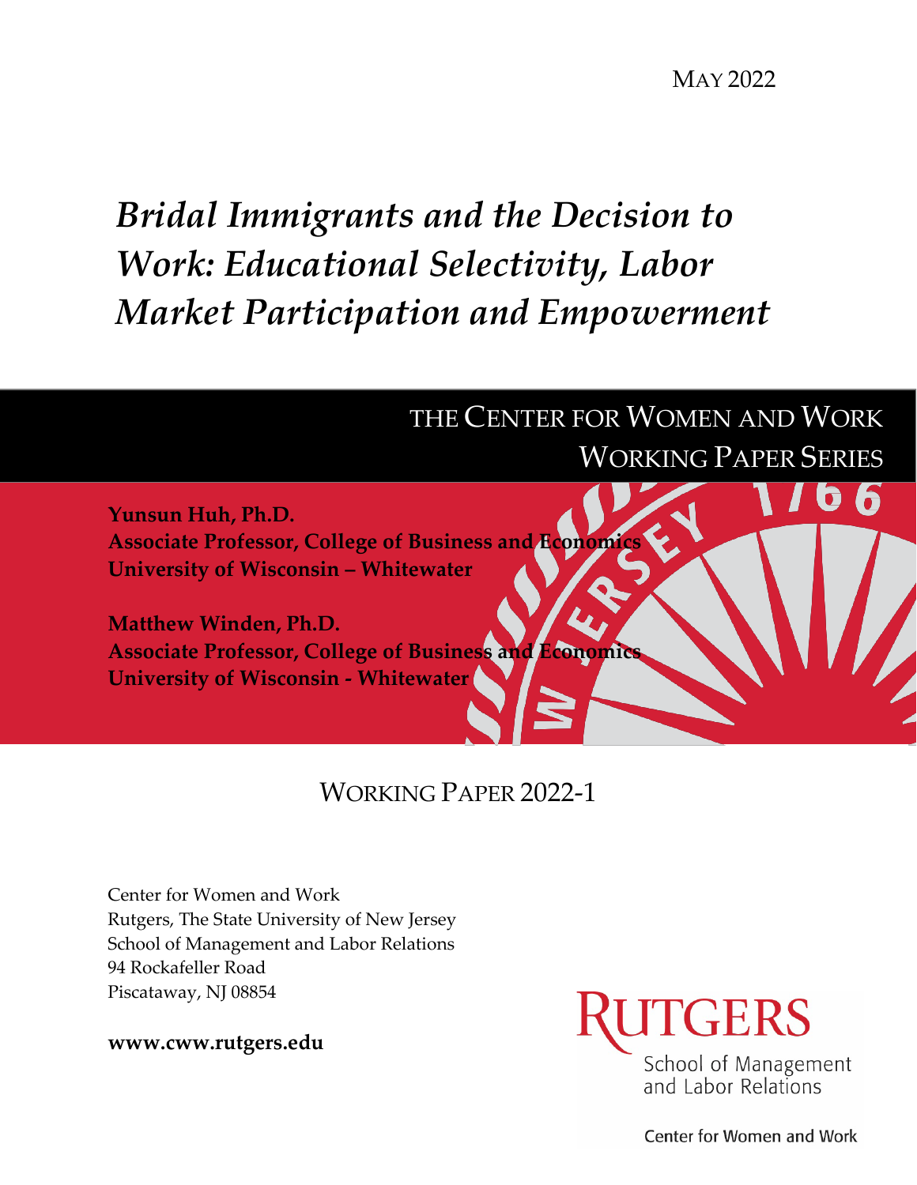MAY 2022

# *Bridal Immigrants and the Decision to Work: Educational Selectivity, Labor Market Participation and Empowerment*

THE CENTER FOR WOMEN AND WORK
WORKING PAPER SERIES

**Yunsun Huh, Ph.D.**
**Associate Professor, College of Business and Economics**
**University of Wisconsin – Whitewater**

**Matthew Winden, Ph.D.**
**Associate Professor, College of Business and Economics**
**University of Wisconsin - Whitewater**

WORKING PAPER 2022-1

Center for Women and Work
Rutgers, The State University of New Jersey
School of Management and Labor Relations
94 Rockafeller Road
Piscataway, NJ 08854

**www.cww.rutgers.edu**

RUTGERS
School of Management and Labor Relations

Center for Women and Work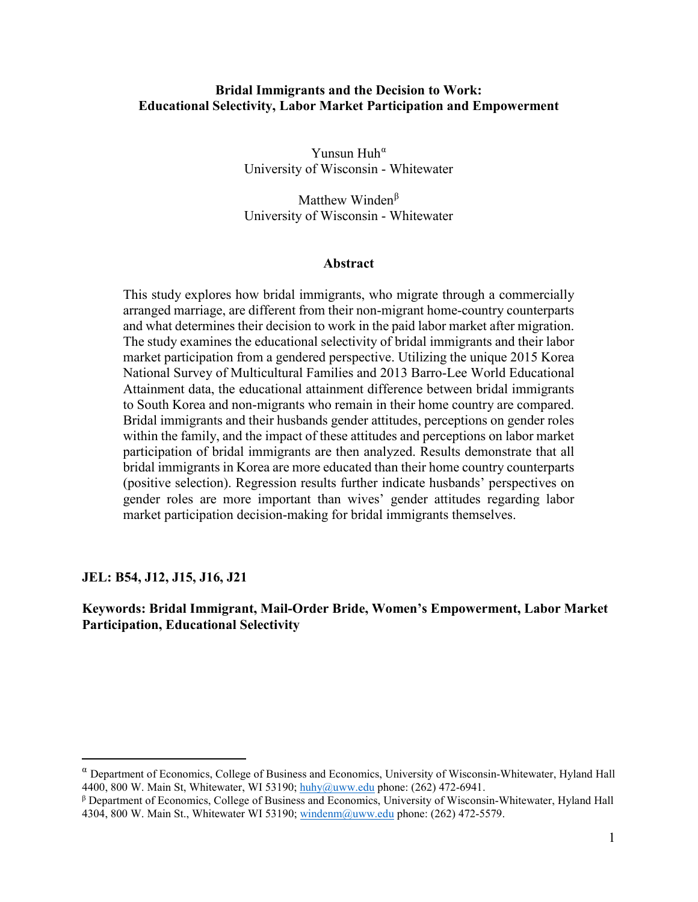**Bridal Immigrants and the Decision to Work:**
**Educational Selectivity, Labor Market Participation and Empowerment**

Yunsun Huh[α]
University of Wisconsin - Whitewater

Matthew Winden[β]
University of Wisconsin - Whitewater

**Abstract**

This study explores how bridal immigrants, who migrate through a commercially arranged marriage, are different from their non-migrant home-country counterparts and what determines their decision to work in the paid labor market after migration. The study examines the educational selectivity of bridal immigrants and their labor market participation from a gendered perspective. Utilizing the unique 2015 Korea National Survey of Multicultural Families and 2013 Barro-Lee World Educational Attainment data, the educational attainment difference between bridal immigrants to South Korea and non-migrants who remain in their home country are compared. Bridal immigrants and their husbands gender attitudes, perceptions on gender roles within the family, and the impact of these attitudes and perceptions on labor market participation of bridal immigrants are then analyzed. Results demonstrate that all bridal immigrants in Korea are more educated than their home country counterparts (positive selection). Regression results further indicate husbands' perspectives on gender roles are more important than wives' gender attitudes regarding labor market participation decision-making for bridal immigrants themselves.

**JEL: B54, J12, J15, J16, J21**

**Keywords: Bridal Immigrant, Mail-Order Bride, Women's Empowerment, Labor Market Participation, Educational Selectivity**

[α] Department of Economics, College of Business and Economics, University of Wisconsin-Whitewater, Hyland Hall 4400, 800 W. Main St, Whitewater, WI 53190; huhy@uww.edu phone: (262) 472-6941.
[β] Department of Economics, College of Business and Economics, University of Wisconsin-Whitewater, Hyland Hall 4304, 800 W. Main St., Whitewater WI 53190; windenm@uww.edu phone: (262) 472-5579.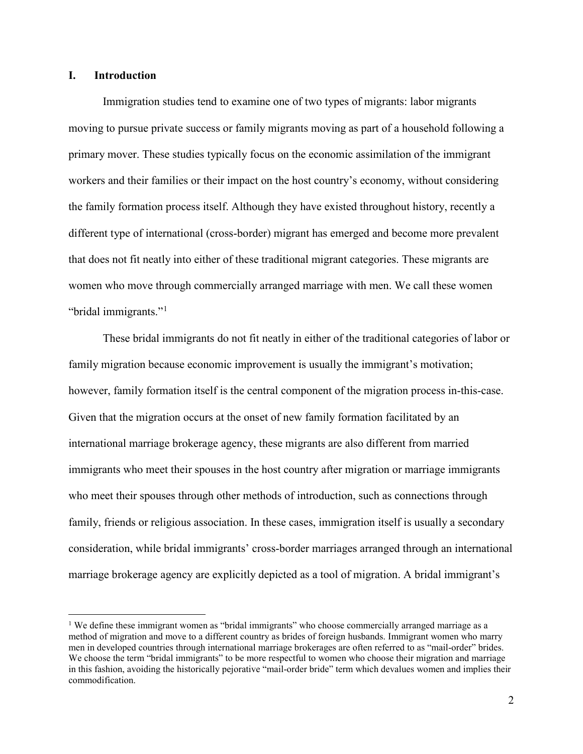## I. Introduction

Immigration studies tend to examine one of two types of migrants: labor migrants moving to pursue private success or family migrants moving as part of a household following a primary mover. These studies typically focus on the economic assimilation of the immigrant workers and their families or their impact on the host country's economy, without considering the family formation process itself. Although they have existed throughout history, recently a different type of international (cross-border) migrant has emerged and become more prevalent that does not fit neatly into either of these traditional migrant categories. These migrants are women who move through commercially arranged marriage with men. We call these women "bridal immigrants."[1]

These bridal immigrants do not fit neatly in either of the traditional categories of labor or family migration because economic improvement is usually the immigrant's motivation; however, family formation itself is the central component of the migration process in-this-case. Given that the migration occurs at the onset of new family formation facilitated by an international marriage brokerage agency, these migrants are also different from married immigrants who meet their spouses in the host country after migration or marriage immigrants who meet their spouses through other methods of introduction, such as connections through family, friends or religious association. In these cases, immigration itself is usually a secondary consideration, while bridal immigrants' cross-border marriages arranged through an international marriage brokerage agency are explicitly depicted as a tool of migration. A bridal immigrant's

[1] We define these immigrant women as "bridal immigrants" who choose commercially arranged marriage as a method of migration and move to a different country as brides of foreign husbands. Immigrant women who marry men in developed countries through international marriage brokerages are often referred to as "mail-order" brides. We choose the term "bridal immigrants" to be more respectful to women who choose their migration and marriage in this fashion, avoiding the historically pejorative "mail-order bride" term which devalues women and implies their commodification.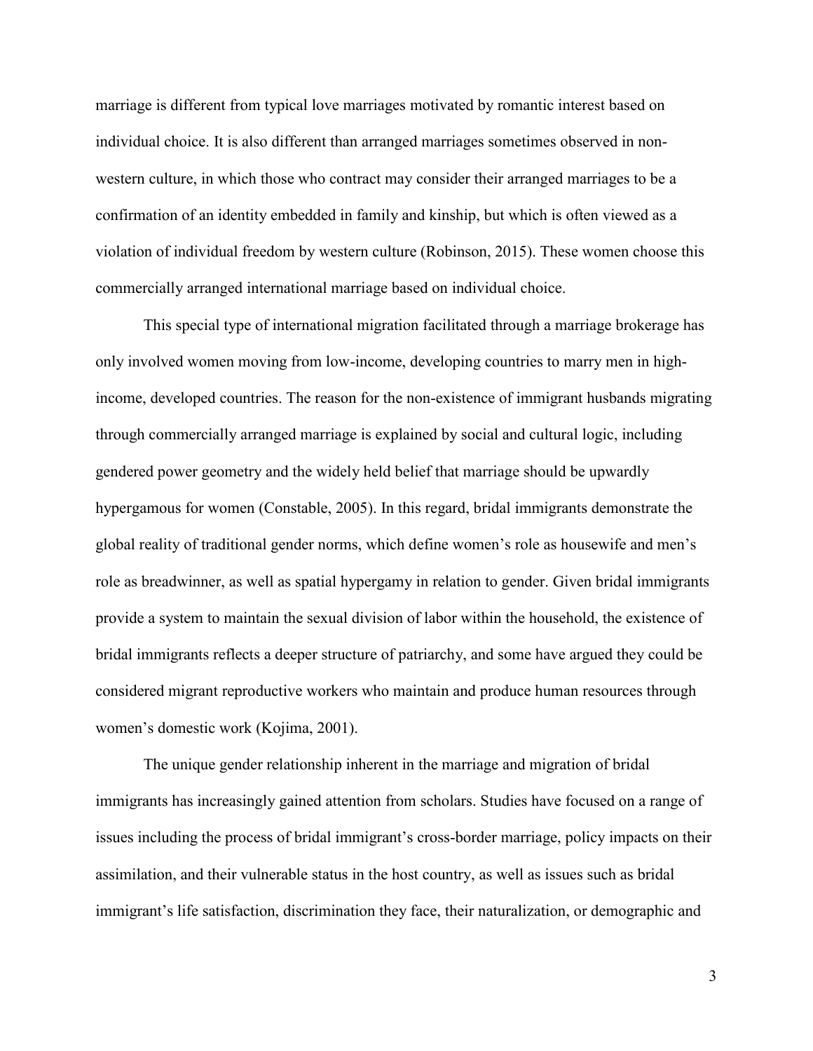marriage is different from typical love marriages motivated by romantic interest based on individual choice. It is also different than arranged marriages sometimes observed in non-western culture, in which those who contract may consider their arranged marriages to be a confirmation of an identity embedded in family and kinship, but which is often viewed as a violation of individual freedom by western culture (Robinson, 2015). These women choose this commercially arranged international marriage based on individual choice.

This special type of international migration facilitated through a marriage brokerage has only involved women moving from low-income, developing countries to marry men in high-income, developed countries. The reason for the non-existence of immigrant husbands migrating through commercially arranged marriage is explained by social and cultural logic, including gendered power geometry and the widely held belief that marriage should be upwardly hypergamous for women (Constable, 2005). In this regard, bridal immigrants demonstrate the global reality of traditional gender norms, which define women's role as housewife and men's role as breadwinner, as well as spatial hypergamy in relation to gender. Given bridal immigrants provide a system to maintain the sexual division of labor within the household, the existence of bridal immigrants reflects a deeper structure of patriarchy, and some have argued they could be considered migrant reproductive workers who maintain and produce human resources through women's domestic work (Kojima, 2001).

The unique gender relationship inherent in the marriage and migration of bridal immigrants has increasingly gained attention from scholars. Studies have focused on a range of issues including the process of bridal immigrant's cross-border marriage, policy impacts on their assimilation, and their vulnerable status in the host country, as well as issues such as bridal immigrant's life satisfaction, discrimination they face, their naturalization, or demographic and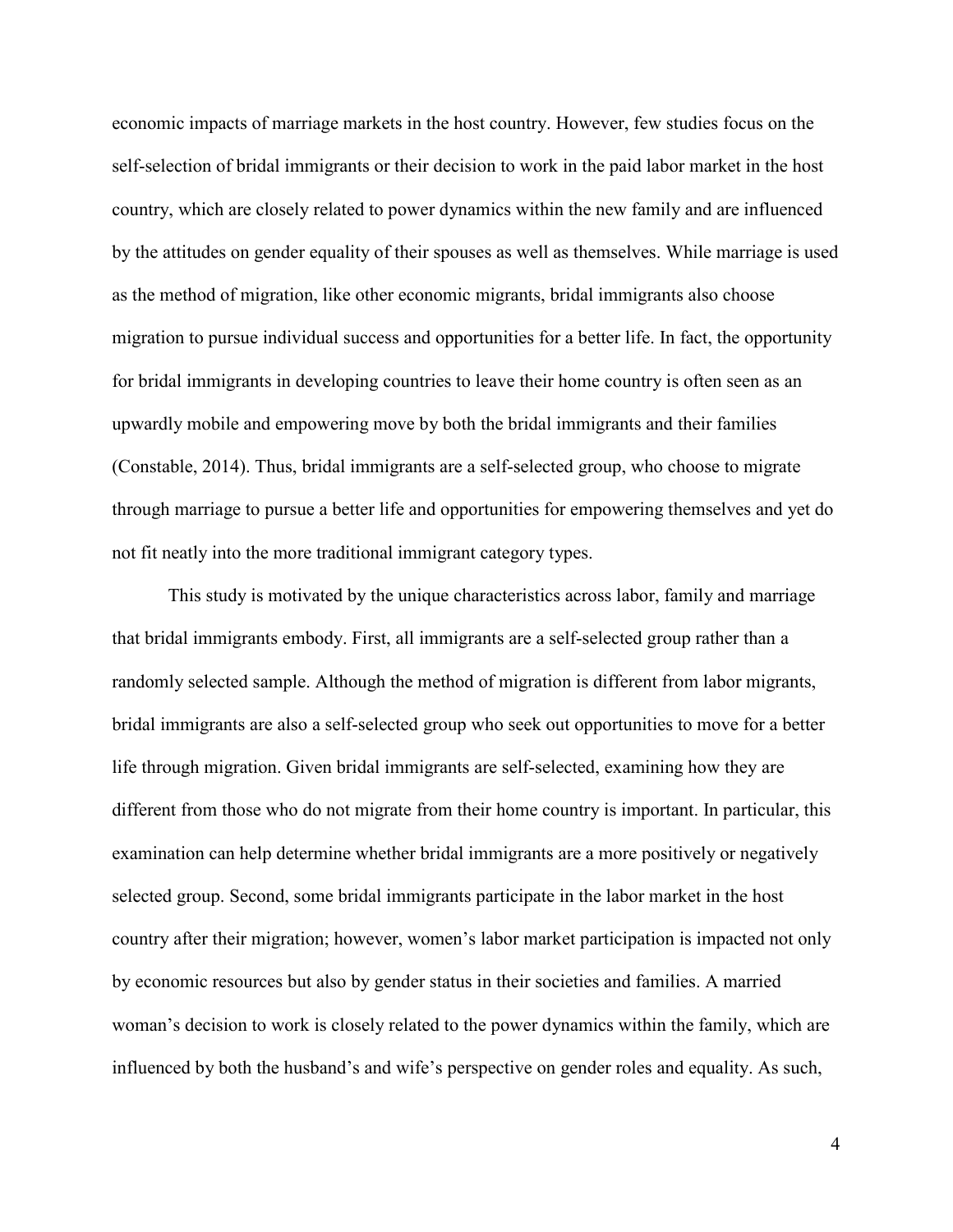economic impacts of marriage markets in the host country. However, few studies focus on the self-selection of bridal immigrants or their decision to work in the paid labor market in the host country, which are closely related to power dynamics within the new family and are influenced by the attitudes on gender equality of their spouses as well as themselves. While marriage is used as the method of migration, like other economic migrants, bridal immigrants also choose migration to pursue individual success and opportunities for a better life. In fact, the opportunity for bridal immigrants in developing countries to leave their home country is often seen as an upwardly mobile and empowering move by both the bridal immigrants and their families (Constable, 2014). Thus, bridal immigrants are a self-selected group, who choose to migrate through marriage to pursue a better life and opportunities for empowering themselves and yet do not fit neatly into the more traditional immigrant category types.

This study is motivated by the unique characteristics across labor, family and marriage that bridal immigrants embody. First, all immigrants are a self-selected group rather than a randomly selected sample. Although the method of migration is different from labor migrants, bridal immigrants are also a self-selected group who seek out opportunities to move for a better life through migration. Given bridal immigrants are self-selected, examining how they are different from those who do not migrate from their home country is important. In particular, this examination can help determine whether bridal immigrants are a more positively or negatively selected group. Second, some bridal immigrants participate in the labor market in the host country after their migration; however, women's labor market participation is impacted not only by economic resources but also by gender status in their societies and families. A married woman's decision to work is closely related to the power dynamics within the family, which are influenced by both the husband's and wife's perspective on gender roles and equality. As such,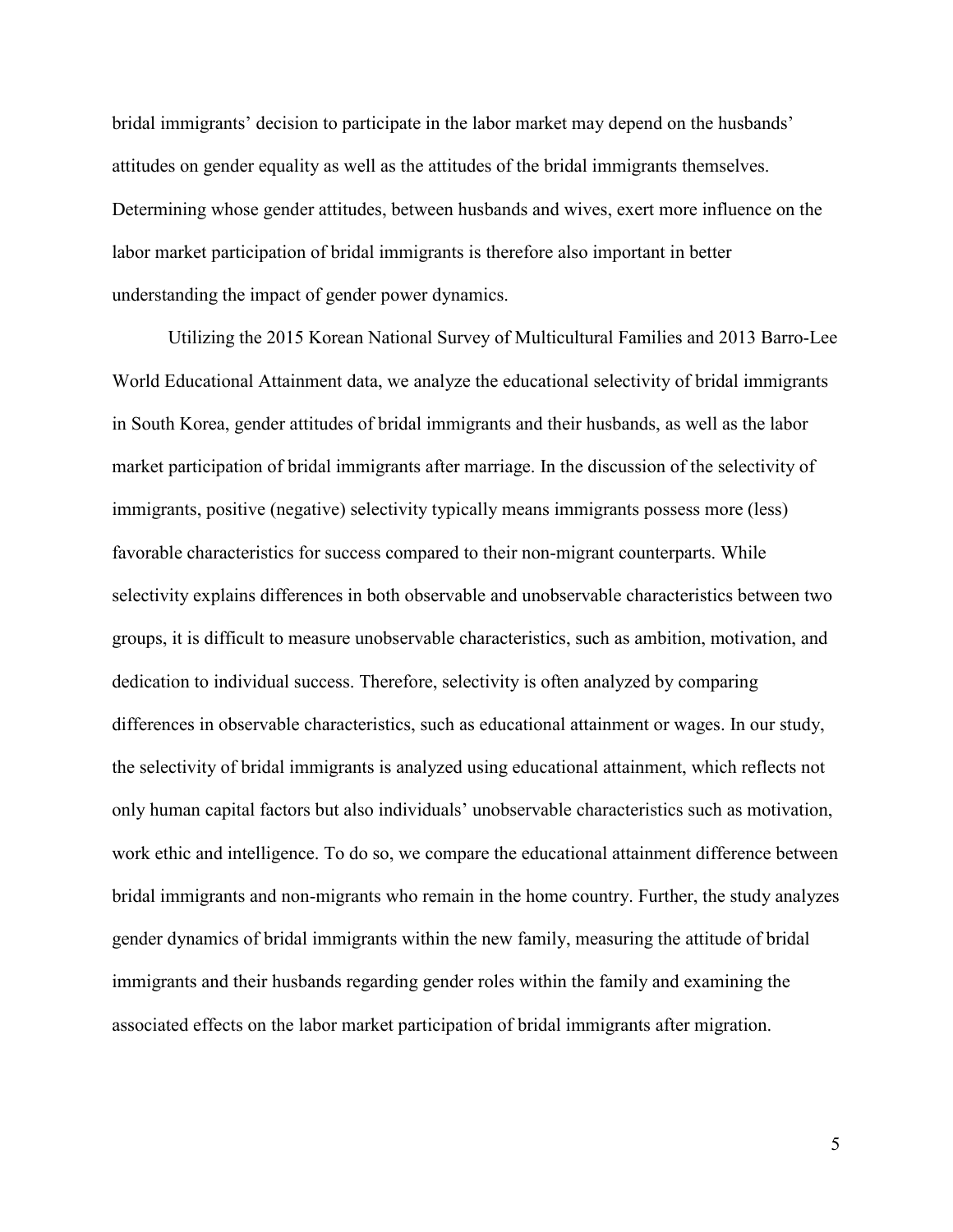bridal immigrants' decision to participate in the labor market may depend on the husbands' attitudes on gender equality as well as the attitudes of the bridal immigrants themselves. Determining whose gender attitudes, between husbands and wives, exert more influence on the labor market participation of bridal immigrants is therefore also important in better understanding the impact of gender power dynamics.

Utilizing the 2015 Korean National Survey of Multicultural Families and 2013 Barro-Lee World Educational Attainment data, we analyze the educational selectivity of bridal immigrants in South Korea, gender attitudes of bridal immigrants and their husbands, as well as the labor market participation of bridal immigrants after marriage. In the discussion of the selectivity of immigrants, positive (negative) selectivity typically means immigrants possess more (less) favorable characteristics for success compared to their non-migrant counterparts. While selectivity explains differences in both observable and unobservable characteristics between two groups, it is difficult to measure unobservable characteristics, such as ambition, motivation, and dedication to individual success. Therefore, selectivity is often analyzed by comparing differences in observable characteristics, such as educational attainment or wages. In our study, the selectivity of bridal immigrants is analyzed using educational attainment, which reflects not only human capital factors but also individuals' unobservable characteristics such as motivation, work ethic and intelligence. To do so, we compare the educational attainment difference between bridal immigrants and non-migrants who remain in the home country. Further, the study analyzes gender dynamics of bridal immigrants within the new family, measuring the attitude of bridal immigrants and their husbands regarding gender roles within the family and examining the associated effects on the labor market participation of bridal immigrants after migration.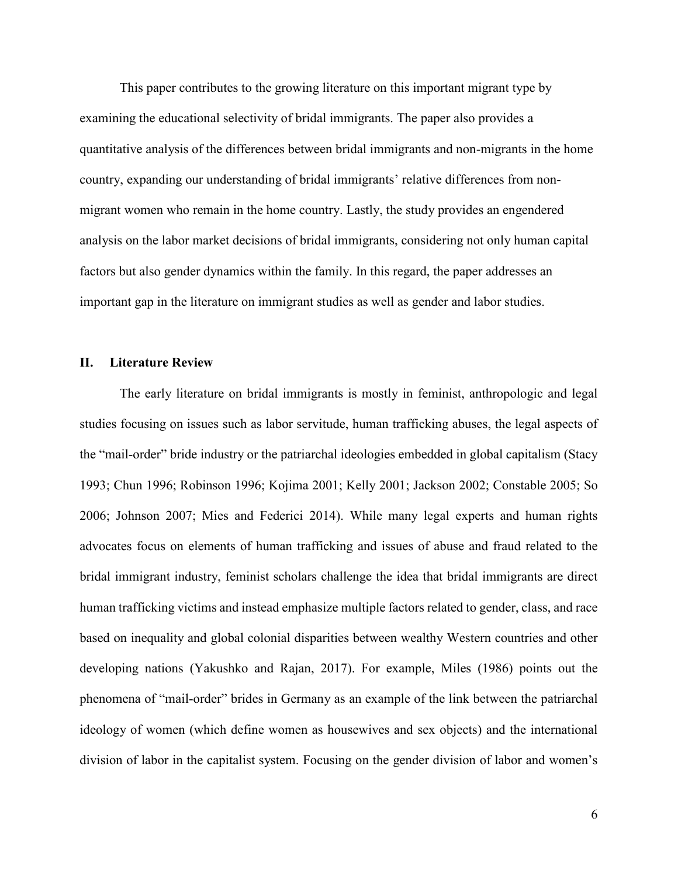This paper contributes to the growing literature on this important migrant type by examining the educational selectivity of bridal immigrants. The paper also provides a quantitative analysis of the differences between bridal immigrants and non-migrants in the home country, expanding our understanding of bridal immigrants' relative differences from non-migrant women who remain in the home country. Lastly, the study provides an engendered analysis on the labor market decisions of bridal immigrants, considering not only human capital factors but also gender dynamics within the family. In this regard, the paper addresses an important gap in the literature on immigrant studies as well as gender and labor studies.

## II. Literature Review

The early literature on bridal immigrants is mostly in feminist, anthropologic and legal studies focusing on issues such as labor servitude, human trafficking abuses, the legal aspects of the "mail-order" bride industry or the patriarchal ideologies embedded in global capitalism (Stacy 1993; Chun 1996; Robinson 1996; Kojima 2001; Kelly 2001; Jackson 2002; Constable 2005; So 2006; Johnson 2007; Mies and Federici 2014). While many legal experts and human rights advocates focus on elements of human trafficking and issues of abuse and fraud related to the bridal immigrant industry, feminist scholars challenge the idea that bridal immigrants are direct human trafficking victims and instead emphasize multiple factors related to gender, class, and race based on inequality and global colonial disparities between wealthy Western countries and other developing nations (Yakushko and Rajan, 2017). For example, Miles (1986) points out the phenomena of "mail-order" brides in Germany as an example of the link between the patriarchal ideology of women (which define women as housewives and sex objects) and the international division of labor in the capitalist system. Focusing on the gender division of labor and women's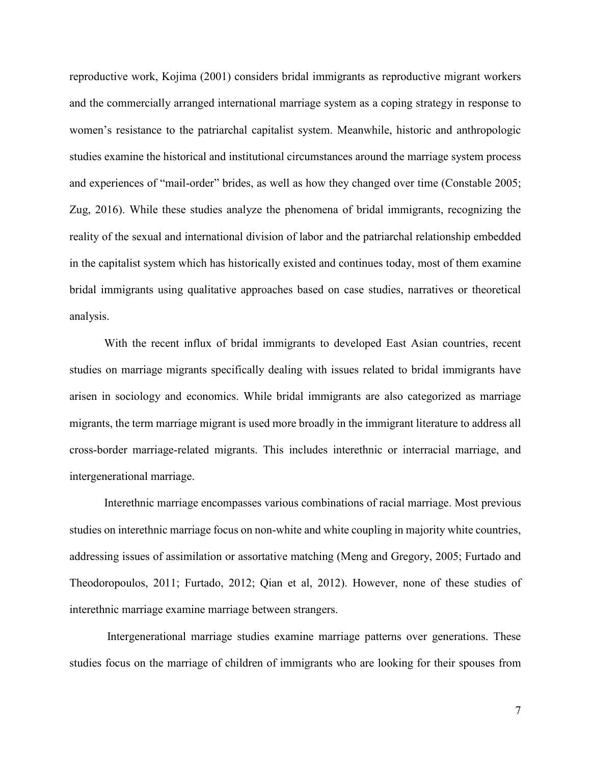reproductive work, Kojima (2001) considers bridal immigrants as reproductive migrant workers and the commercially arranged international marriage system as a coping strategy in response to women's resistance to the patriarchal capitalist system. Meanwhile, historic and anthropologic studies examine the historical and institutional circumstances around the marriage system process and experiences of "mail-order" brides, as well as how they changed over time (Constable 2005; Zug, 2016). While these studies analyze the phenomena of bridal immigrants, recognizing the reality of the sexual and international division of labor and the patriarchal relationship embedded in the capitalist system which has historically existed and continues today, most of them examine bridal immigrants using qualitative approaches based on case studies, narratives or theoretical analysis.

With the recent influx of bridal immigrants to developed East Asian countries, recent studies on marriage migrants specifically dealing with issues related to bridal immigrants have arisen in sociology and economics. While bridal immigrants are also categorized as marriage migrants, the term marriage migrant is used more broadly in the immigrant literature to address all cross-border marriage-related migrants. This includes interethnic or interracial marriage, and intergenerational marriage.

Interethnic marriage encompasses various combinations of racial marriage. Most previous studies on interethnic marriage focus on non-white and white coupling in majority white countries, addressing issues of assimilation or assortative matching (Meng and Gregory, 2005; Furtado and Theodoropoulos, 2011; Furtado, 2012; Qian et al, 2012). However, none of these studies of interethnic marriage examine marriage between strangers.

Intergenerational marriage studies examine marriage patterns over generations. These studies focus on the marriage of children of immigrants who are looking for their spouses from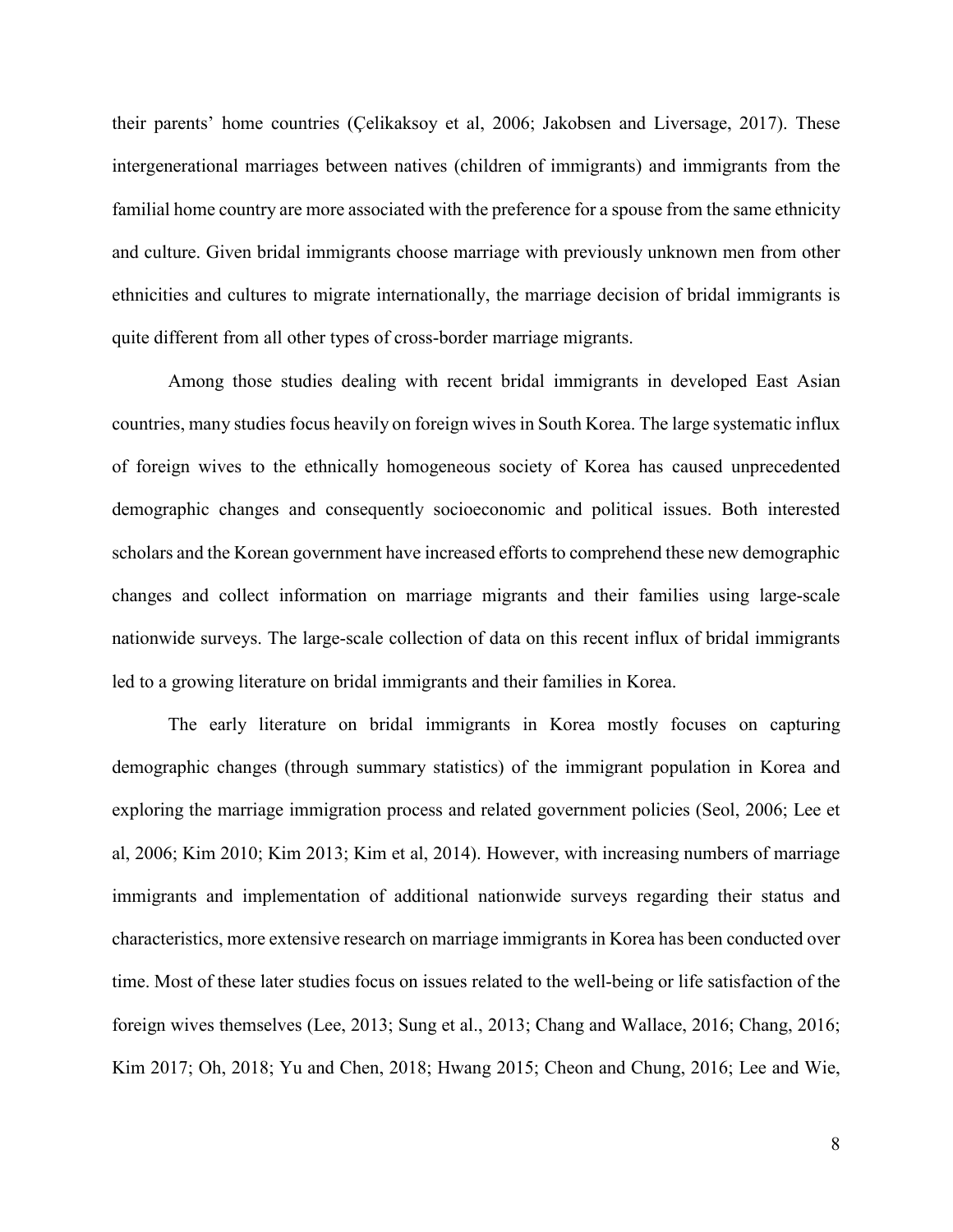their parents' home countries (Çelikaksoy et al, 2006; Jakobsen and Liversage, 2017). These intergenerational marriages between natives (children of immigrants) and immigrants from the familial home country are more associated with the preference for a spouse from the same ethnicity and culture. Given bridal immigrants choose marriage with previously unknown men from other ethnicities and cultures to migrate internationally, the marriage decision of bridal immigrants is quite different from all other types of cross-border marriage migrants.

Among those studies dealing with recent bridal immigrants in developed East Asian countries, many studies focus heavily on foreign wives in South Korea. The large systematic influx of foreign wives to the ethnically homogeneous society of Korea has caused unprecedented demographic changes and consequently socioeconomic and political issues. Both interested scholars and the Korean government have increased efforts to comprehend these new demographic changes and collect information on marriage migrants and their families using large-scale nationwide surveys. The large-scale collection of data on this recent influx of bridal immigrants led to a growing literature on bridal immigrants and their families in Korea.

The early literature on bridal immigrants in Korea mostly focuses on capturing demographic changes (through summary statistics) of the immigrant population in Korea and exploring the marriage immigration process and related government policies (Seol, 2006; Lee et al, 2006; Kim 2010; Kim 2013; Kim et al, 2014). However, with increasing numbers of marriage immigrants and implementation of additional nationwide surveys regarding their status and characteristics, more extensive research on marriage immigrants in Korea has been conducted over time. Most of these later studies focus on issues related to the well-being or life satisfaction of the foreign wives themselves (Lee, 2013; Sung et al., 2013; Chang and Wallace, 2016; Chang, 2016; Kim 2017; Oh, 2018; Yu and Chen, 2018; Hwang 2015; Cheon and Chung, 2016; Lee and Wie,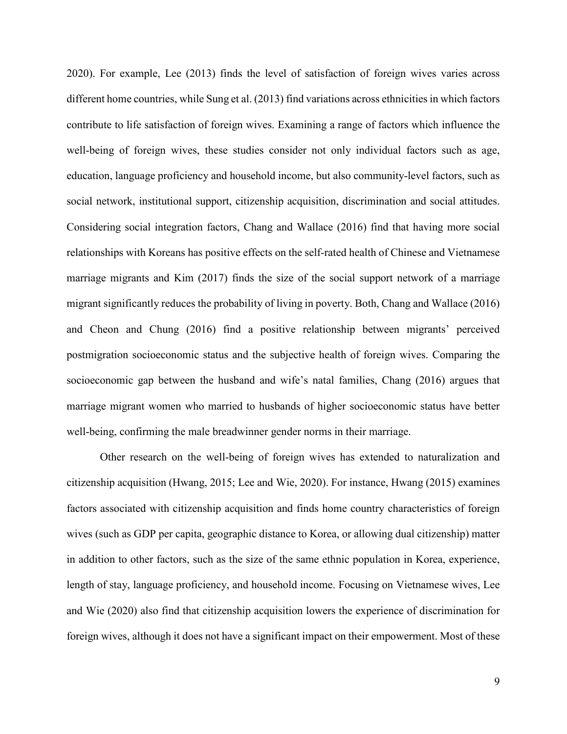2020). For example, Lee (2013) finds the level of satisfaction of foreign wives varies across different home countries, while Sung et al. (2013) find variations across ethnicities in which factors contribute to life satisfaction of foreign wives. Examining a range of factors which influence the well-being of foreign wives, these studies consider not only individual factors such as age, education, language proficiency and household income, but also community-level factors, such as social network, institutional support, citizenship acquisition, discrimination and social attitudes. Considering social integration factors, Chang and Wallace (2016) find that having more social relationships with Koreans has positive effects on the self-rated health of Chinese and Vietnamese marriage migrants and Kim (2017) finds the size of the social support network of a marriage migrant significantly reduces the probability of living in poverty. Both, Chang and Wallace (2016) and Cheon and Chung (2016) find a positive relationship between migrants' perceived postmigration socioeconomic status and the subjective health of foreign wives. Comparing the socioeconomic gap between the husband and wife's natal families, Chang (2016) argues that marriage migrant women who married to husbands of higher socioeconomic status have better well-being, confirming the male breadwinner gender norms in their marriage.

Other research on the well-being of foreign wives has extended to naturalization and citizenship acquisition (Hwang, 2015; Lee and Wie, 2020). For instance, Hwang (2015) examines factors associated with citizenship acquisition and finds home country characteristics of foreign wives (such as GDP per capita, geographic distance to Korea, or allowing dual citizenship) matter in addition to other factors, such as the size of the same ethnic population in Korea, experience, length of stay, language proficiency, and household income. Focusing on Vietnamese wives, Lee and Wie (2020) also find that citizenship acquisition lowers the experience of discrimination for foreign wives, although it does not have a significant impact on their empowerment. Most of these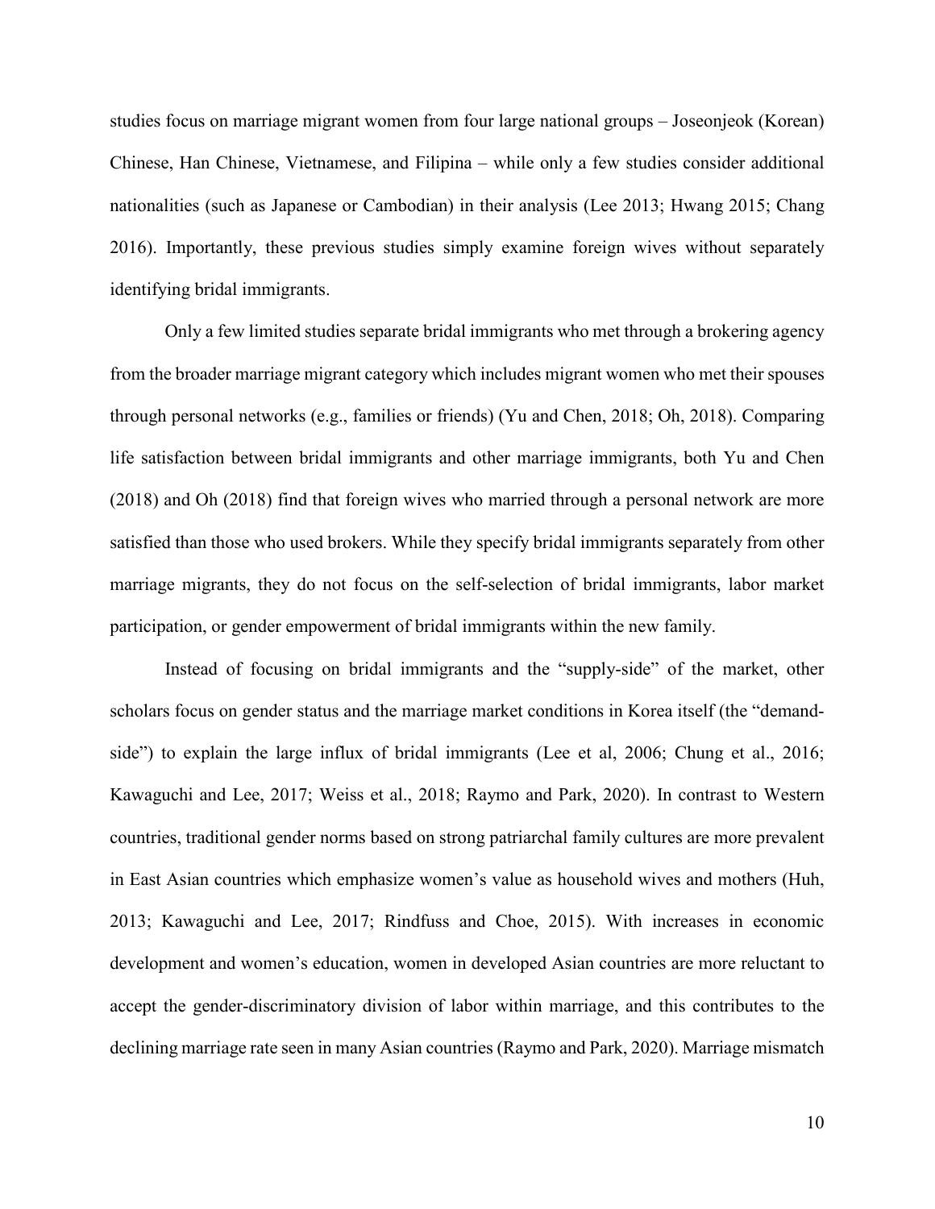studies focus on marriage migrant women from four large national groups – Joseonjeok (Korean) Chinese, Han Chinese, Vietnamese, and Filipina – while only a few studies consider additional nationalities (such as Japanese or Cambodian) in their analysis (Lee 2013; Hwang 2015; Chang 2016). Importantly, these previous studies simply examine foreign wives without separately identifying bridal immigrants.

Only a few limited studies separate bridal immigrants who met through a brokering agency from the broader marriage migrant category which includes migrant women who met their spouses through personal networks (e.g., families or friends) (Yu and Chen, 2018; Oh, 2018). Comparing life satisfaction between bridal immigrants and other marriage immigrants, both Yu and Chen (2018) and Oh (2018) find that foreign wives who married through a personal network are more satisfied than those who used brokers. While they specify bridal immigrants separately from other marriage migrants, they do not focus on the self-selection of bridal immigrants, labor market participation, or gender empowerment of bridal immigrants within the new family.

Instead of focusing on bridal immigrants and the "supply-side" of the market, other scholars focus on gender status and the marriage market conditions in Korea itself (the "demand-side") to explain the large influx of bridal immigrants (Lee et al, 2006; Chung et al., 2016; Kawaguchi and Lee, 2017; Weiss et al., 2018; Raymo and Park, 2020). In contrast to Western countries, traditional gender norms based on strong patriarchal family cultures are more prevalent in East Asian countries which emphasize women's value as household wives and mothers (Huh, 2013; Kawaguchi and Lee, 2017; Rindfuss and Choe, 2015). With increases in economic development and women's education, women in developed Asian countries are more reluctant to accept the gender-discriminatory division of labor within marriage, and this contributes to the declining marriage rate seen in many Asian countries (Raymo and Park, 2020). Marriage mismatch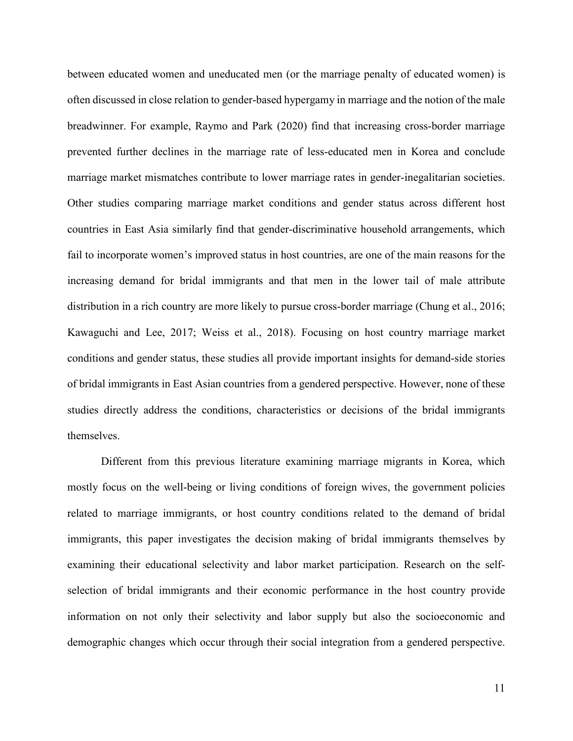between educated women and uneducated men (or the marriage penalty of educated women) is often discussed in close relation to gender-based hypergamy in marriage and the notion of the male breadwinner. For example, Raymo and Park (2020) find that increasing cross-border marriage prevented further declines in the marriage rate of less-educated men in Korea and conclude marriage market mismatches contribute to lower marriage rates in gender-inegalitarian societies. Other studies comparing marriage market conditions and gender status across different host countries in East Asia similarly find that gender-discriminative household arrangements, which fail to incorporate women's improved status in host countries, are one of the main reasons for the increasing demand for bridal immigrants and that men in the lower tail of male attribute distribution in a rich country are more likely to pursue cross-border marriage (Chung et al., 2016; Kawaguchi and Lee, 2017; Weiss et al., 2018). Focusing on host country marriage market conditions and gender status, these studies all provide important insights for demand-side stories of bridal immigrants in East Asian countries from a gendered perspective. However, none of these studies directly address the conditions, characteristics or decisions of the bridal immigrants themselves.

Different from this previous literature examining marriage migrants in Korea, which mostly focus on the well-being or living conditions of foreign wives, the government policies related to marriage immigrants, or host country conditions related to the demand of bridal immigrants, this paper investigates the decision making of bridal immigrants themselves by examining their educational selectivity and labor market participation. Research on the self-selection of bridal immigrants and their economic performance in the host country provide information on not only their selectivity and labor supply but also the socioeconomic and demographic changes which occur through their social integration from a gendered perspective.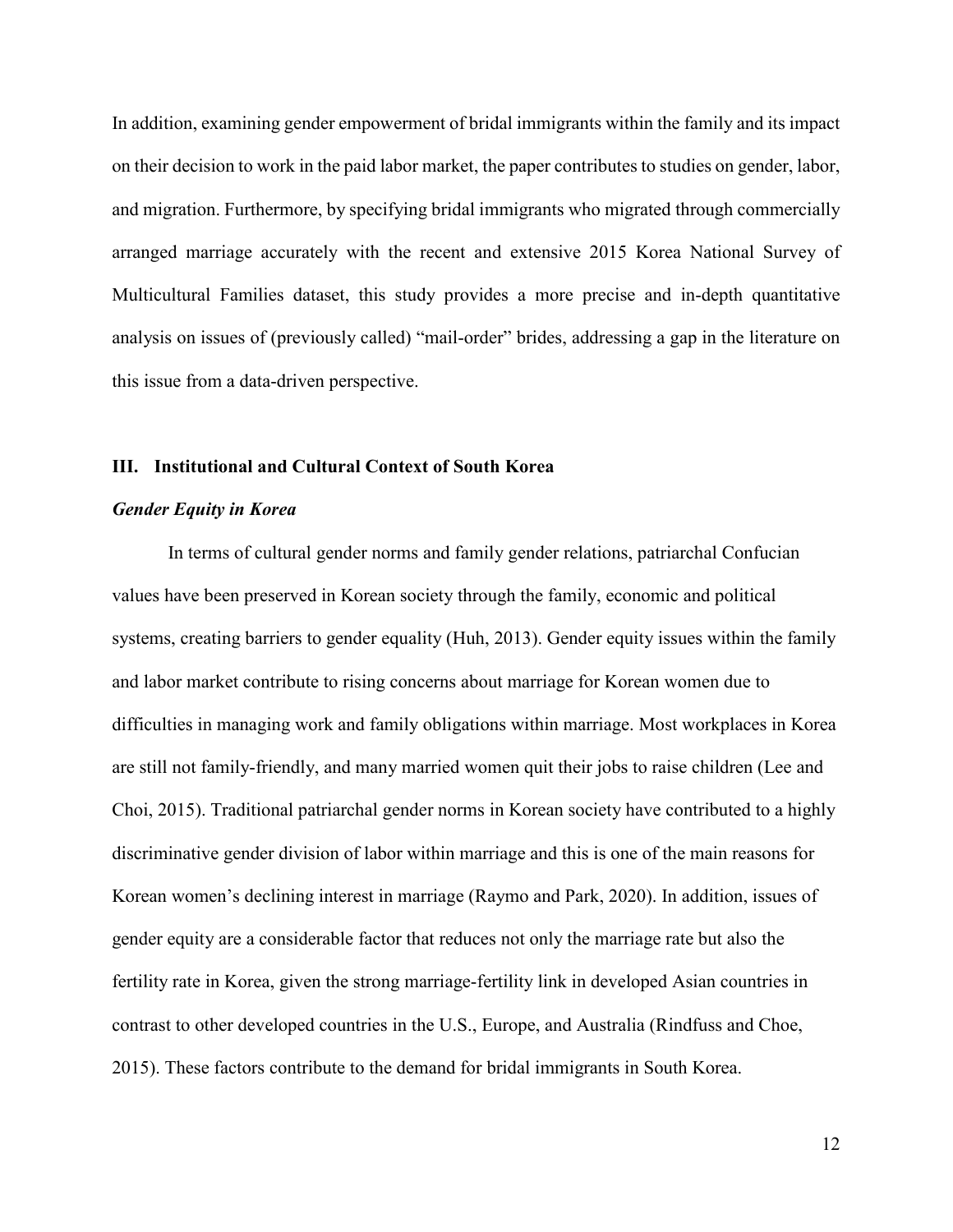In addition, examining gender empowerment of bridal immigrants within the family and its impact on their decision to work in the paid labor market, the paper contributes to studies on gender, labor, and migration. Furthermore, by specifying bridal immigrants who migrated through commercially arranged marriage accurately with the recent and extensive 2015 Korea National Survey of Multicultural Families dataset, this study provides a more precise and in-depth quantitative analysis on issues of (previously called) "mail-order" brides, addressing a gap in the literature on this issue from a data-driven perspective.

## III. Institutional and Cultural Context of South Korea

### *Gender Equity in Korea*

In terms of cultural gender norms and family gender relations, patriarchal Confucian values have been preserved in Korean society through the family, economic and political systems, creating barriers to gender equality (Huh, 2013). Gender equity issues within the family and labor market contribute to rising concerns about marriage for Korean women due to difficulties in managing work and family obligations within marriage. Most workplaces in Korea are still not family-friendly, and many married women quit their jobs to raise children (Lee and Choi, 2015). Traditional patriarchal gender norms in Korean society have contributed to a highly discriminative gender division of labor within marriage and this is one of the main reasons for Korean women's declining interest in marriage (Raymo and Park, 2020). In addition, issues of gender equity are a considerable factor that reduces not only the marriage rate but also the fertility rate in Korea, given the strong marriage-fertility link in developed Asian countries in contrast to other developed countries in the U.S., Europe, and Australia (Rindfuss and Choe, 2015). These factors contribute to the demand for bridal immigrants in South Korea.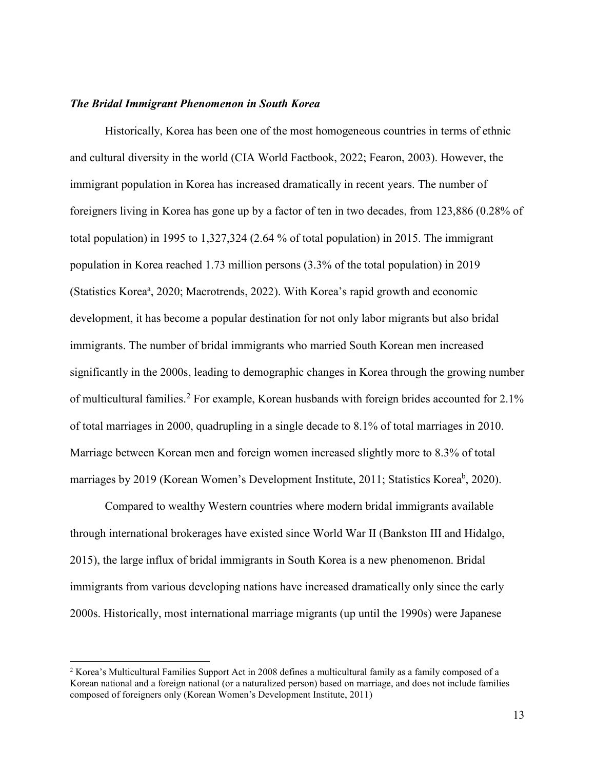***The Bridal Immigrant Phenomenon in South Korea***

Historically, Korea has been one of the most homogeneous countries in terms of ethnic and cultural diversity in the world (CIA World Factbook, 2022; Fearon, 2003). However, the immigrant population in Korea has increased dramatically in recent years. The number of foreigners living in Korea has gone up by a factor of ten in two decades, from 123,886 (0.28% of total population) in 1995 to 1,327,324 (2.64 % of total population) in 2015. The immigrant population in Korea reached 1.73 million persons (3.3% of the total population) in 2019 (Statistics Korea[a], 2020; Macrotrends, 2022). With Korea's rapid growth and economic development, it has become a popular destination for not only labor migrants but also bridal immigrants. The number of bridal immigrants who married South Korean men increased significantly in the 2000s, leading to demographic changes in Korea through the growing number of multicultural families.[2] For example, Korean husbands with foreign brides accounted for 2.1% of total marriages in 2000, quadrupling in a single decade to 8.1% of total marriages in 2010. Marriage between Korean men and foreign women increased slightly more to 8.3% of total marriages by 2019 (Korean Women's Development Institute, 2011; Statistics Korea[b], 2020).

Compared to wealthy Western countries where modern bridal immigrants available through international brokerages have existed since World War II (Bankston III and Hidalgo, 2015), the large influx of bridal immigrants in South Korea is a new phenomenon. Bridal immigrants from various developing nations have increased dramatically only since the early 2000s. Historically, most international marriage migrants (up until the 1990s) were Japanese

[2] Korea's Multicultural Families Support Act in 2008 defines a multicultural family as a family composed of a Korean national and a foreign national (or a naturalized person) based on marriage, and does not include families composed of foreigners only (Korean Women's Development Institute, 2011)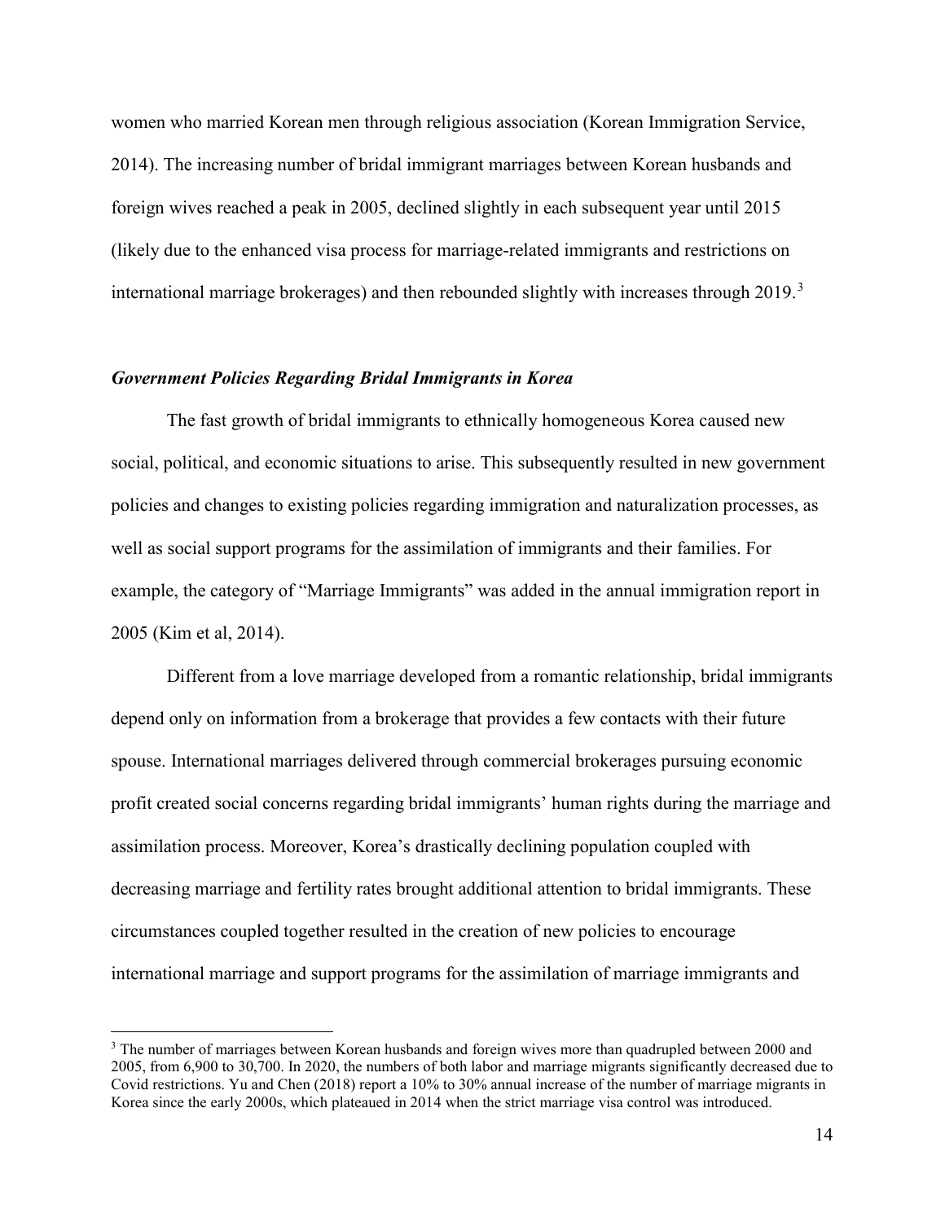women who married Korean men through religious association (Korean Immigration Service, 2014). The increasing number of bridal immigrant marriages between Korean husbands and foreign wives reached a peak in 2005, declined slightly in each subsequent year until 2015 (likely due to the enhanced visa process for marriage-related immigrants and restrictions on international marriage brokerages) and then rebounded slightly with increases through 2019.[3]

### *Government Policies Regarding Bridal Immigrants in Korea*

The fast growth of bridal immigrants to ethnically homogeneous Korea caused new social, political, and economic situations to arise. This subsequently resulted in new government policies and changes to existing policies regarding immigration and naturalization processes, as well as social support programs for the assimilation of immigrants and their families. For example, the category of "Marriage Immigrants" was added in the annual immigration report in 2005 (Kim et al, 2014).

Different from a love marriage developed from a romantic relationship, bridal immigrants depend only on information from a brokerage that provides a few contacts with their future spouse. International marriages delivered through commercial brokerages pursuing economic profit created social concerns regarding bridal immigrants' human rights during the marriage and assimilation process. Moreover, Korea's drastically declining population coupled with decreasing marriage and fertility rates brought additional attention to bridal immigrants. These circumstances coupled together resulted in the creation of new policies to encourage international marriage and support programs for the assimilation of marriage immigrants and

---

[3] The number of marriages between Korean husbands and foreign wives more than quadrupled between 2000 and 2005, from 6,900 to 30,700. In 2020, the numbers of both labor and marriage migrants significantly decreased due to Covid restrictions. Yu and Chen (2018) report a 10% to 30% annual increase of the number of marriage migrants in Korea since the early 2000s, which plateaued in 2014 when the strict marriage visa control was introduced.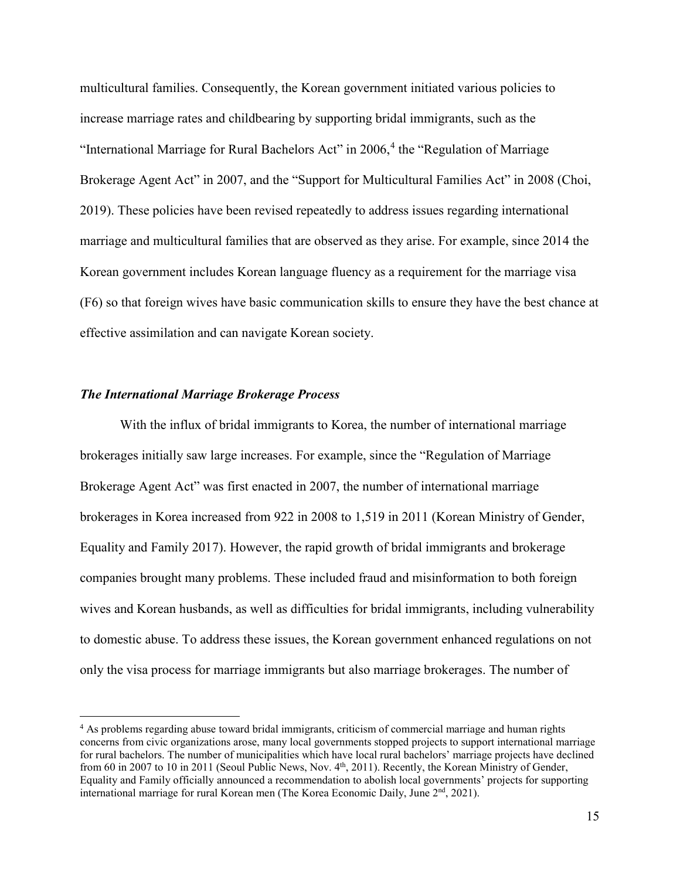multicultural families. Consequently, the Korean government initiated various policies to increase marriage rates and childbearing by supporting bridal immigrants, such as the "International Marriage for Rural Bachelors Act" in 2006,[4] the "Regulation of Marriage Brokerage Agent Act" in 2007, and the "Support for Multicultural Families Act" in 2008 (Choi, 2019). These policies have been revised repeatedly to address issues regarding international marriage and multicultural families that are observed as they arise. For example, since 2014 the Korean government includes Korean language fluency as a requirement for the marriage visa (F6) so that foreign wives have basic communication skills to ensure they have the best chance at effective assimilation and can navigate Korean society.

### *The International Marriage Brokerage Process*

With the influx of bridal immigrants to Korea, the number of international marriage brokerages initially saw large increases. For example, since the "Regulation of Marriage Brokerage Agent Act" was first enacted in 2007, the number of international marriage brokerages in Korea increased from 922 in 2008 to 1,519 in 2011 (Korean Ministry of Gender, Equality and Family 2017). However, the rapid growth of bridal immigrants and brokerage companies brought many problems. These included fraud and misinformation to both foreign wives and Korean husbands, as well as difficulties for bridal immigrants, including vulnerability to domestic abuse. To address these issues, the Korean government enhanced regulations on not only the visa process for marriage immigrants but also marriage brokerages. The number of

---

[4] As problems regarding abuse toward bridal immigrants, criticism of commercial marriage and human rights concerns from civic organizations arose, many local governments stopped projects to support international marriage for rural bachelors. The number of municipalities which have local rural bachelors' marriage projects have declined from 60 in 2007 to 10 in 2011 (Seoul Public News, Nov. 4th, 2011). Recently, the Korean Ministry of Gender, Equality and Family officially announced a recommendation to abolish local governments' projects for supporting international marriage for rural Korean men (The Korea Economic Daily, June 2nd, 2021).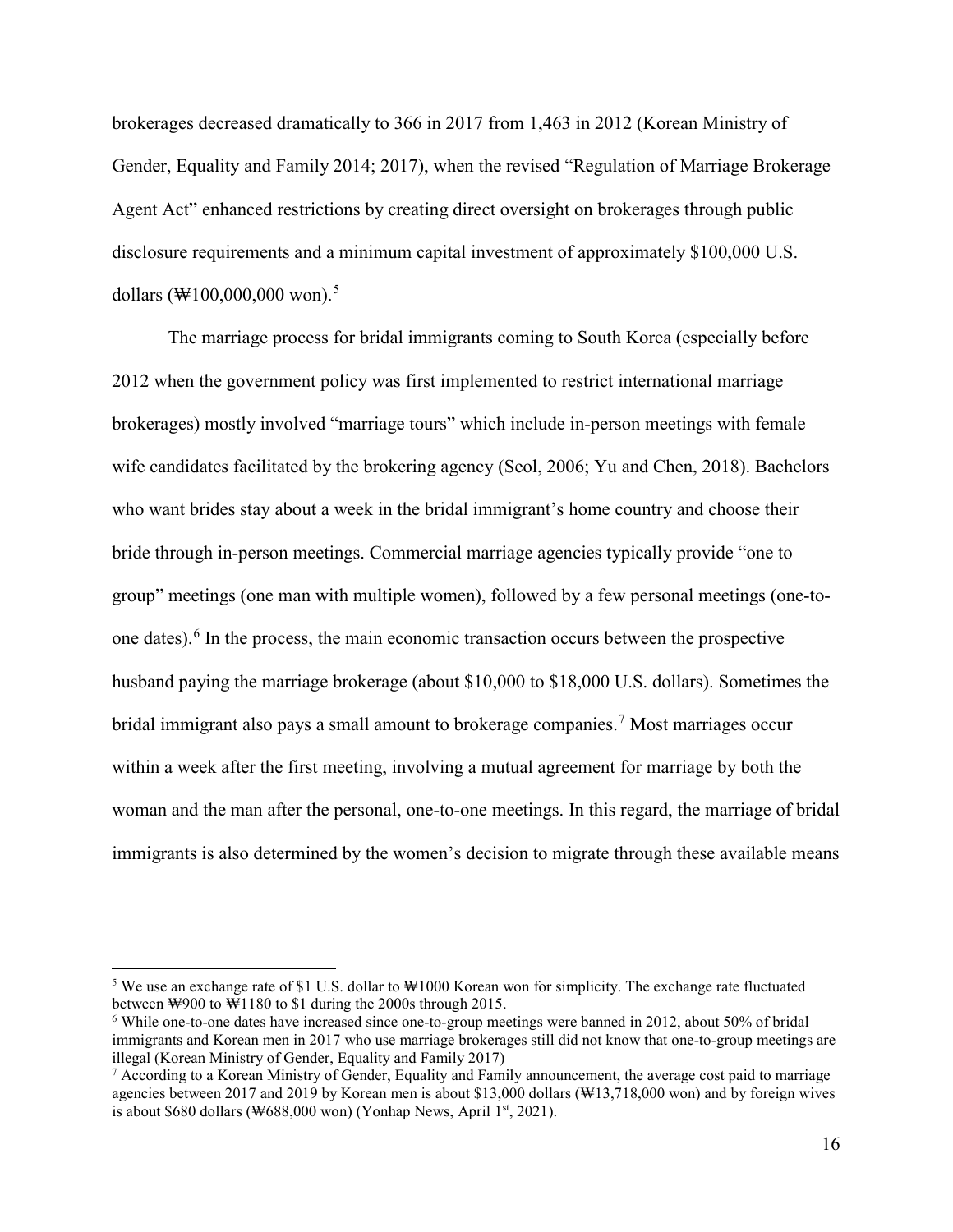brokerages decreased dramatically to 366 in 2017 from 1,463 in 2012 (Korean Ministry of Gender, Equality and Family 2014; 2017), when the revised "Regulation of Marriage Brokerage Agent Act" enhanced restrictions by creating direct oversight on brokerages through public disclosure requirements and a minimum capital investment of approximately $100,000 U.S. dollars (₩100,000,000 won).[5]

The marriage process for bridal immigrants coming to South Korea (especially before 2012 when the government policy was first implemented to restrict international marriage brokerages) mostly involved "marriage tours" which include in-person meetings with female wife candidates facilitated by the brokering agency (Seol, 2006; Yu and Chen, 2018). Bachelors who want brides stay about a week in the bridal immigrant's home country and choose their bride through in-person meetings. Commercial marriage agencies typically provide "one to group" meetings (one man with multiple women), followed by a few personal meetings (one-to-one dates).[6] In the process, the main economic transaction occurs between the prospective husband paying the marriage brokerage (about $10,000 to $18,000 U.S. dollars). Sometimes the bridal immigrant also pays a small amount to brokerage companies.[7] Most marriages occur within a week after the first meeting, involving a mutual agreement for marriage by both the woman and the man after the personal, one-to-one meetings. In this regard, the marriage of bridal immigrants is also determined by the women's decision to migrate through these available means

[5] We use an exchange rate of $1 U.S. dollar to ₩1000 Korean won for simplicity. The exchange rate fluctuated between ₩900 to ₩1180 to $1 during the 2000s through 2015.

[6] While one-to-one dates have increased since one-to-group meetings were banned in 2012, about 50% of bridal immigrants and Korean men in 2017 who use marriage brokerages still did not know that one-to-group meetings are illegal (Korean Ministry of Gender, Equality and Family 2017)

[7] According to a Korean Ministry of Gender, Equality and Family announcement, the average cost paid to marriage agencies between 2017 and 2019 by Korean men is about $13,000 dollars (₩13,718,000 won) and by foreign wives is about $680 dollars (₩688,000 won) (Yonhap News, April 1st, 2021).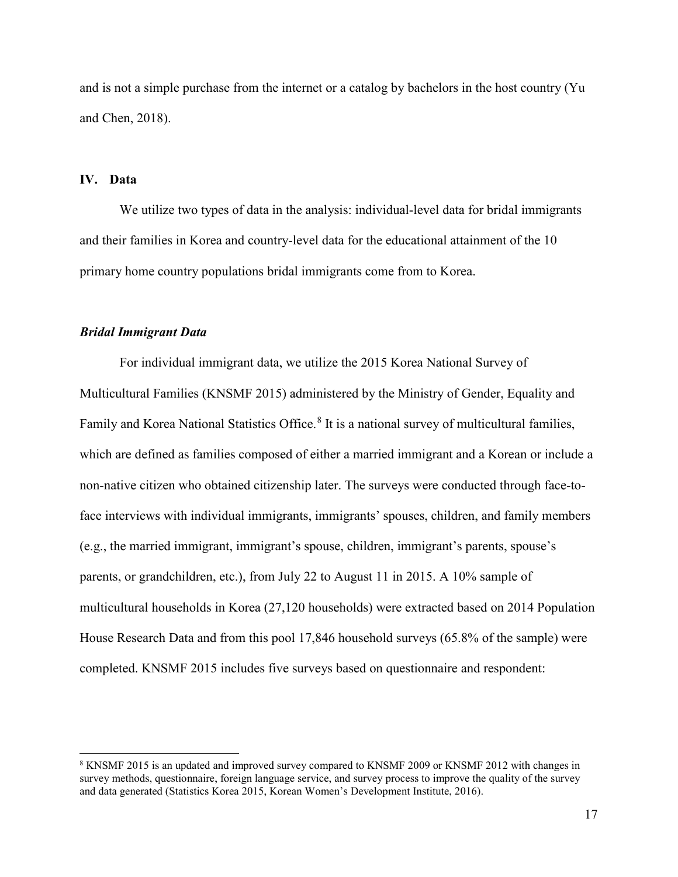and is not a simple purchase from the internet or a catalog by bachelors in the host country (Yu and Chen, 2018).

## IV. Data

We utilize two types of data in the analysis: individual-level data for bridal immigrants and their families in Korea and country-level data for the educational attainment of the 10 primary home country populations bridal immigrants come from to Korea.

### *Bridal Immigrant Data*

For individual immigrant data, we utilize the 2015 Korea National Survey of Multicultural Families (KNSMF 2015) administered by the Ministry of Gender, Equality and Family and Korea National Statistics Office.[8] It is a national survey of multicultural families, which are defined as families composed of either a married immigrant and a Korean or include a non-native citizen who obtained citizenship later. The surveys were conducted through face-to-face interviews with individual immigrants, immigrants' spouses, children, and family members (e.g., the married immigrant, immigrant's spouse, children, immigrant's parents, spouse's parents, or grandchildren, etc.), from July 22 to August 11 in 2015. A 10% sample of multicultural households in Korea (27,120 households) were extracted based on 2014 Population House Research Data and from this pool 17,846 household surveys (65.8% of the sample) were completed. KNSMF 2015 includes five surveys based on questionnaire and respondent:

[8] KNSMF 2015 is an updated and improved survey compared to KNSMF 2009 or KNSMF 2012 with changes in survey methods, questionnaire, foreign language service, and survey process to improve the quality of the survey and data generated (Statistics Korea 2015, Korean Women's Development Institute, 2016).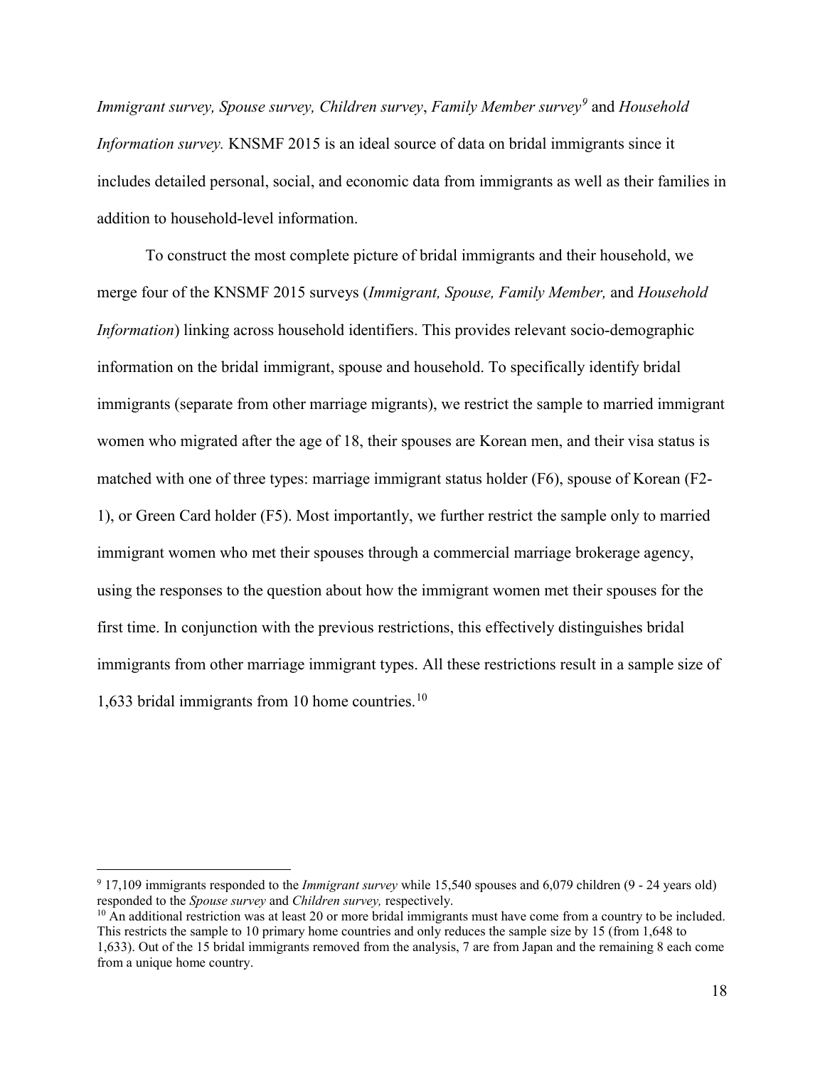*Immigrant survey, Spouse survey, Children survey*, *Family Member survey*[9] and *Household Information survey.* KNSMF 2015 is an ideal source of data on bridal immigrants since it includes detailed personal, social, and economic data from immigrants as well as their families in addition to household-level information.

To construct the most complete picture of bridal immigrants and their household, we merge four of the KNSMF 2015 surveys (*Immigrant, Spouse, Family Member,* and *Household Information*) linking across household identifiers. This provides relevant socio-demographic information on the bridal immigrant, spouse and household. To specifically identify bridal immigrants (separate from other marriage migrants), we restrict the sample to married immigrant women who migrated after the age of 18, their spouses are Korean men, and their visa status is matched with one of three types: marriage immigrant status holder (F6), spouse of Korean (F2-1), or Green Card holder (F5). Most importantly, we further restrict the sample only to married immigrant women who met their spouses through a commercial marriage brokerage agency, using the responses to the question about how the immigrant women met their spouses for the first time. In conjunction with the previous restrictions, this effectively distinguishes bridal immigrants from other marriage immigrant types. All these restrictions result in a sample size of 1,633 bridal immigrants from 10 home countries.[10]

---

[9] 17,109 immigrants responded to the *Immigrant survey* while 15,540 spouses and 6,079 children (9 - 24 years old) responded to the *Spouse survey* and *Children survey,* respectively.

[10] An additional restriction was at least 20 or more bridal immigrants must have come from a country to be included. This restricts the sample to 10 primary home countries and only reduces the sample size by 15 (from 1,648 to 1,633). Out of the 15 bridal immigrants removed from the analysis, 7 are from Japan and the remaining 8 each come from a unique home country.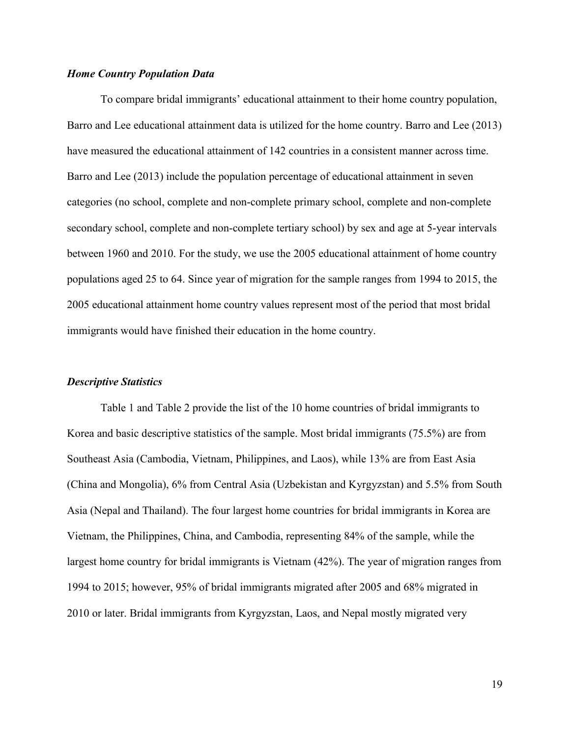### *Home Country Population Data*

To compare bridal immigrants' educational attainment to their home country population, Barro and Lee educational attainment data is utilized for the home country. Barro and Lee (2013) have measured the educational attainment of 142 countries in a consistent manner across time. Barro and Lee (2013) include the population percentage of educational attainment in seven categories (no school, complete and non-complete primary school, complete and non-complete secondary school, complete and non-complete tertiary school) by sex and age at 5-year intervals between 1960 and 2010. For the study, we use the 2005 educational attainment of home country populations aged 25 to 64. Since year of migration for the sample ranges from 1994 to 2015, the 2005 educational attainment home country values represent most of the period that most bridal immigrants would have finished their education in the home country.

### *Descriptive Statistics*

Table 1 and Table 2 provide the list of the 10 home countries of bridal immigrants to Korea and basic descriptive statistics of the sample. Most bridal immigrants (75.5%) are from Southeast Asia (Cambodia, Vietnam, Philippines, and Laos), while 13% are from East Asia (China and Mongolia), 6% from Central Asia (Uzbekistan and Kyrgyzstan) and 5.5% from South Asia (Nepal and Thailand). The four largest home countries for bridal immigrants in Korea are Vietnam, the Philippines, China, and Cambodia, representing 84% of the sample, while the largest home country for bridal immigrants is Vietnam (42%). The year of migration ranges from 1994 to 2015; however, 95% of bridal immigrants migrated after 2005 and 68% migrated in 2010 or later. Bridal immigrants from Kyrgyzstan, Laos, and Nepal mostly migrated very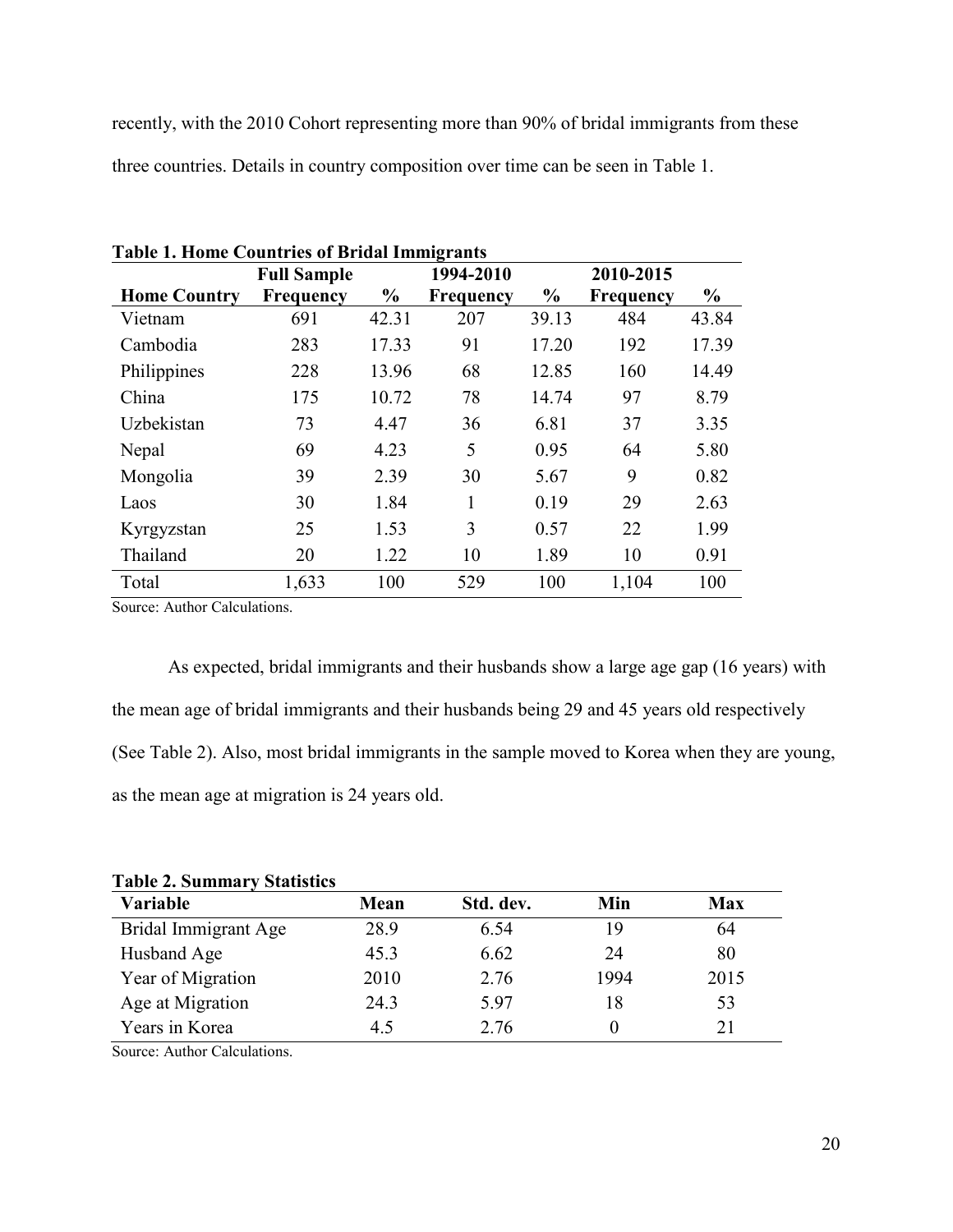recently, with the 2010 Cohort representing more than 90% of bridal immigrants from these three countries. Details in country composition over time can be seen in Table 1.

**Table 1. Home Countries of Bridal Immigrants**

| | Full Sample | | 1994-2010 | | 2010-2015 | |
|---|---|---|---|---|---|---|
| **Home Country** | **Frequency** | **%** | **Frequency** | **%** | **Frequency** | **%** |
| Vietnam | 691 | 42.31 | 207 | 39.13 | 484 | 43.84 |
| Cambodia | 283 | 17.33 | 91 | 17.20 | 192 | 17.39 |
| Philippines | 228 | 13.96 | 68 | 12.85 | 160 | 14.49 |
| China | 175 | 10.72 | 78 | 14.74 | 97 | 8.79 |
| Uzbekistan | 73 | 4.47 | 36 | 6.81 | 37 | 3.35 |
| Nepal | 69 | 4.23 | 5 | 0.95 | 64 | 5.80 |
| Mongolia | 39 | 2.39 | 30 | 5.67 | 9 | 0.82 |
| Laos | 30 | 1.84 | 1 | 0.19 | 29 | 2.63 |
| Kyrgyzstan | 25 | 1.53 | 3 | 0.57 | 22 | 1.99 |
| Thailand | 20 | 1.22 | 10 | 1.89 | 10 | 0.91 |
| Total | 1,633 | 100 | 529 | 100 | 1,104 | 100 |

Source: Author Calculations.

As expected, bridal immigrants and their husbands show a large age gap (16 years) with the mean age of bridal immigrants and their husbands being 29 and 45 years old respectively (See Table 2). Also, most bridal immigrants in the sample moved to Korea when they are young, as the mean age at migration is 24 years old.

**Table 2. Summary Statistics**

| Variable | Mean | Std. dev. | Min | Max |
|---|---|---|---|---|
| Bridal Immigrant Age | 28.9 | 6.54 | 19 | 64 |
| Husband Age | 45.3 | 6.62 | 24 | 80 |
| Year of Migration | 2010 | 2.76 | 1994 | 2015 |
| Age at Migration | 24.3 | 5.97 | 18 | 53 |
| Years in Korea | 4.5 | 2.76 | 0 | 21 |

Source: Author Calculations.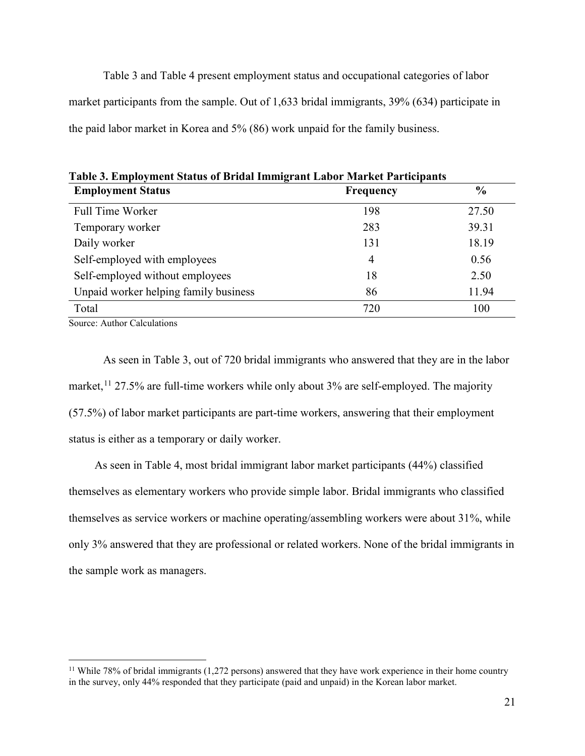Table 3 and Table 4 present employment status and occupational categories of labor market participants from the sample. Out of 1,633 bridal immigrants, 39% (634) participate in the paid labor market in Korea and 5% (86) work unpaid for the family business.

**Table 3. Employment Status of Bridal Immigrant Labor Market Participants**

| Employment Status | Frequency | % |
|---|---|---|
| Full Time Worker | 198 | 27.50 |
| Temporary worker | 283 | 39.31 |
| Daily worker | 131 | 18.19 |
| Self-employed with employees | 4 | 0.56 |
| Self-employed without employees | 18 | 2.50 |
| Unpaid worker helping family business | 86 | 11.94 |
| Total | 720 | 100 |

Source: Author Calculations

As seen in Table 3, out of 720 bridal immigrants who answered that they are in the labor market,[11] 27.5% are full-time workers while only about 3% are self-employed. The majority (57.5%) of labor market participants are part-time workers, answering that their employment status is either as a temporary or daily worker.

As seen in Table 4, most bridal immigrant labor market participants (44%) classified themselves as elementary workers who provide simple labor. Bridal immigrants who classified themselves as service workers or machine operating/assembling workers were about 31%, while only 3% answered that they are professional or related workers. None of the bridal immigrants in the sample work as managers.

[11] While 78% of bridal immigrants (1,272 persons) answered that they have work experience in their home country in the survey, only 44% responded that they participate (paid and unpaid) in the Korean labor market.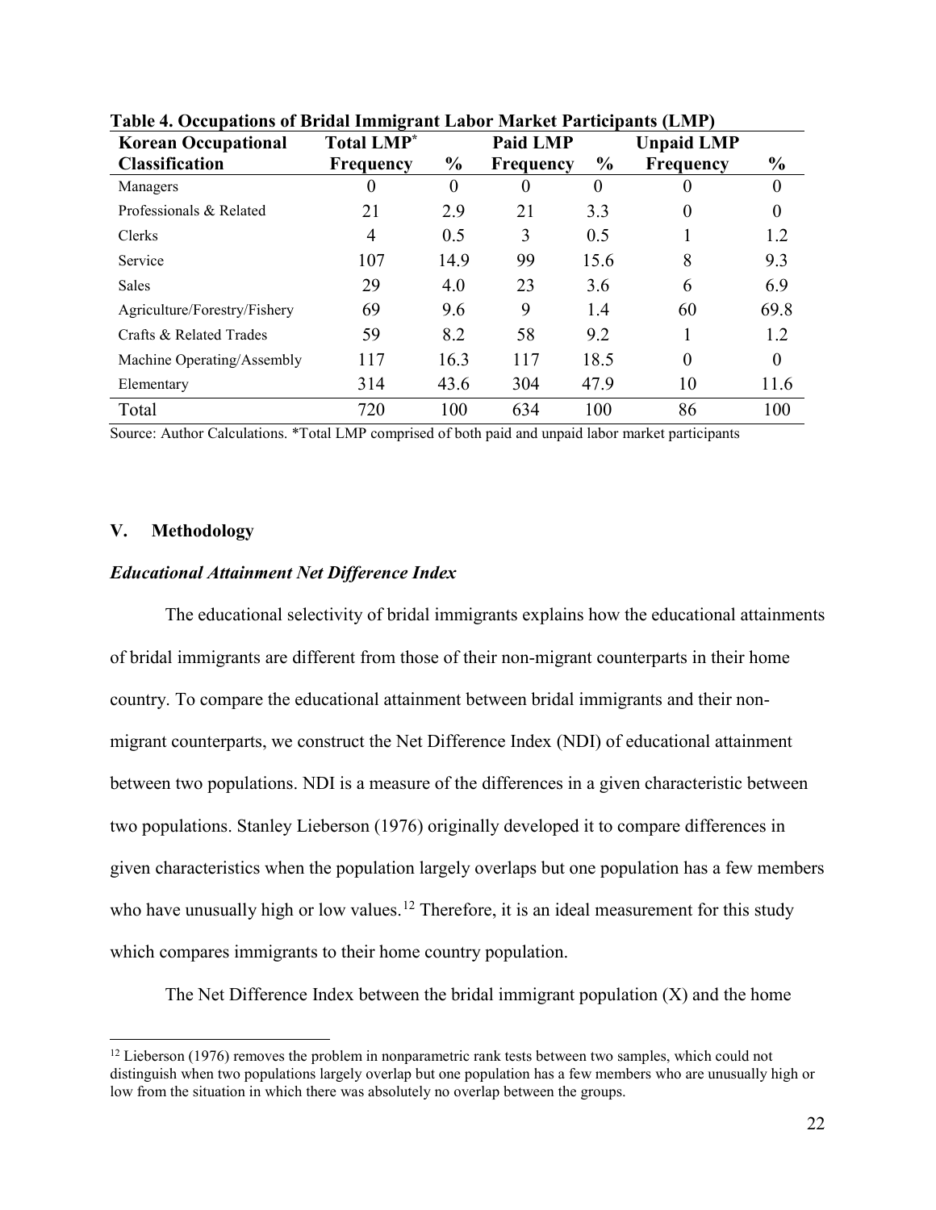**Table 4. Occupations of Bridal Immigrant Labor Market Participants (LMP)**

| Korean Occupational Classification | Total LMP* Frequency | % | Paid LMP Frequency | % | Unpaid LMP Frequency | % |
|---|---|---|---|---|---|---|
| Managers | 0 | 0 | 0 | 0 | 0 | 0 |
| Professionals & Related | 21 | 2.9 | 21 | 3.3 | 0 | 0 |
| Clerks | 4 | 0.5 | 3 | 0.5 | 1 | 1.2 |
| Service | 107 | 14.9 | 99 | 15.6 | 8 | 9.3 |
| Sales | 29 | 4.0 | 23 | 3.6 | 6 | 6.9 |
| Agriculture/Forestry/Fishery | 69 | 9.6 | 9 | 1.4 | 60 | 69.8 |
| Crafts & Related Trades | 59 | 8.2 | 58 | 9.2 | 1 | 1.2 |
| Machine Operating/Assembly | 117 | 16.3 | 117 | 18.5 | 0 | 0 |
| Elementary | 314 | 43.6 | 304 | 47.9 | 10 | 11.6 |
| Total | 720 | 100 | 634 | 100 | 86 | 100 |

Source: Author Calculations. *Total LMP comprised of both paid and unpaid labor market participants

## V. Methodology

### *Educational Attainment Net Difference Index*

The educational selectivity of bridal immigrants explains how the educational attainments of bridal immigrants are different from those of their non-migrant counterparts in their home country. To compare the educational attainment between bridal immigrants and their non-migrant counterparts, we construct the Net Difference Index (NDI) of educational attainment between two populations. NDI is a measure of the differences in a given characteristic between two populations. Stanley Lieberson (1976) originally developed it to compare differences in given characteristics when the population largely overlaps but one population has a few members who have unusually high or low values.[12] Therefore, it is an ideal measurement for this study which compares immigrants to their home country population.

The Net Difference Index between the bridal immigrant population (X) and the home

[12] Lieberson (1976) removes the problem in nonparametric rank tests between two samples, which could not distinguish when two populations largely overlap but one population has a few members who are unusually high or low from the situation in which there was absolutely no overlap between the groups.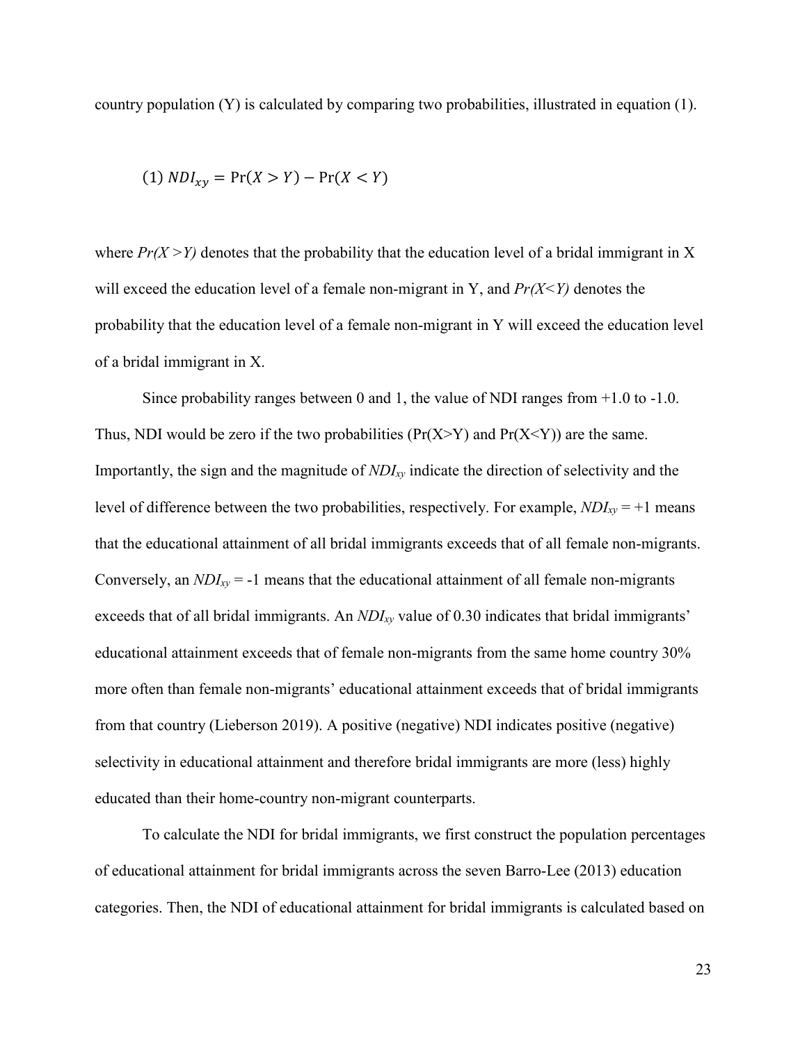country population (Y) is calculated by comparing two probabilities, illustrated in equation (1).

$$(1)\ NDI_{xy} = \Pr(X > Y) - \Pr(X < Y)$$

where $Pr(X > Y)$ denotes that the probability that the education level of a bridal immigrant in X will exceed the education level of a female non-migrant in Y, and $Pr(X < Y)$ denotes the probability that the education level of a female non-migrant in Y will exceed the education level of a bridal immigrant in X.

Since probability ranges between 0 and 1, the value of NDI ranges from +1.0 to -1.0. Thus, NDI would be zero if the two probabilities ($\Pr(X>Y)$ and $\Pr(X<Y)$) are the same. Importantly, the sign and the magnitude of $NDI_{xy}$ indicate the direction of selectivity and the level of difference between the two probabilities, respectively. For example, $NDI_{xy} = +1$ means that the educational attainment of all bridal immigrants exceeds that of all female non-migrants. Conversely, an $NDI_{xy} = -1$ means that the educational attainment of all female non-migrants exceeds that of all bridal immigrants. An $NDI_{xy}$ value of 0.30 indicates that bridal immigrants' educational attainment exceeds that of female non-migrants from the same home country 30% more often than female non-migrants' educational attainment exceeds that of bridal immigrants from that country (Lieberson 2019). A positive (negative) NDI indicates positive (negative) selectivity in educational attainment and therefore bridal immigrants are more (less) highly educated than their home-country non-migrant counterparts.

To calculate the NDI for bridal immigrants, we first construct the population percentages of educational attainment for bridal immigrants across the seven Barro-Lee (2013) education categories. Then, the NDI of educational attainment for bridal immigrants is calculated based on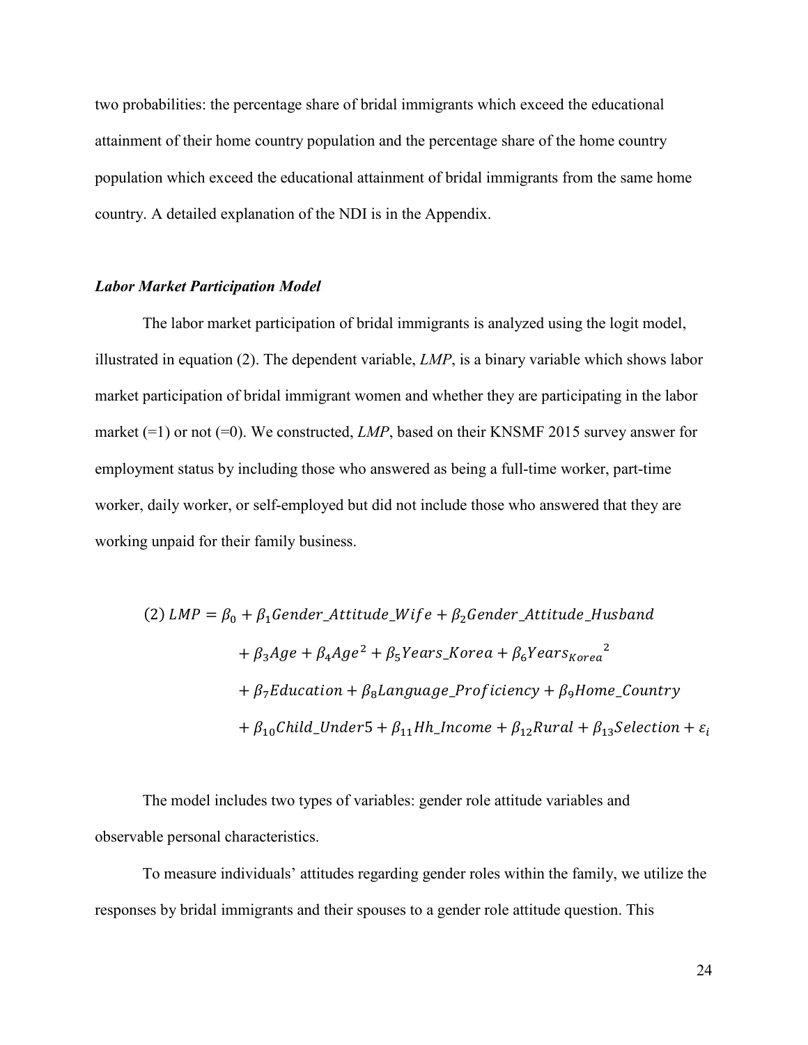two probabilities: the percentage share of bridal immigrants which exceed the educational attainment of their home country population and the percentage share of the home country population which exceed the educational attainment of bridal immigrants from the same home country. A detailed explanation of the NDI is in the Appendix.

### *Labor Market Participation Model*

The labor market participation of bridal immigrants is analyzed using the logit model, illustrated in equation (2). The dependent variable, *LMP*, is a binary variable which shows labor market participation of bridal immigrant women and whether they are participating in the labor market (=1) or not (=0). We constructed, *LMP*, based on their KNSMF 2015 survey answer for employment status by including those who answered as being a full-time worker, part-time worker, daily worker, or self-employed but did not include those who answered that they are working unpaid for their family business.

$$
\begin{aligned}
(2)\ LMP = {} & \beta_0 + \beta_1 Gender\_Attitude\_Wife + \beta_2 Gender\_Attitude\_Husband \\
& + \beta_3 Age + \beta_4 Age^2 + \beta_5 Years\_Korea + \beta_6 {Years_{Korea}}^2 \\
& + \beta_7 Education + \beta_8 Language\_Proficiency + \beta_9 Home\_Country \\
& + \beta_{10} Child\_Under5 + \beta_{11} Hh\_Income + \beta_{12} Rural + \beta_{13} Selection + \varepsilon_i
\end{aligned}
$$

The model includes two types of variables: gender role attitude variables and observable personal characteristics.

To measure individuals' attitudes regarding gender roles within the family, we utilize the responses by bridal immigrants and their spouses to a gender role attitude question. This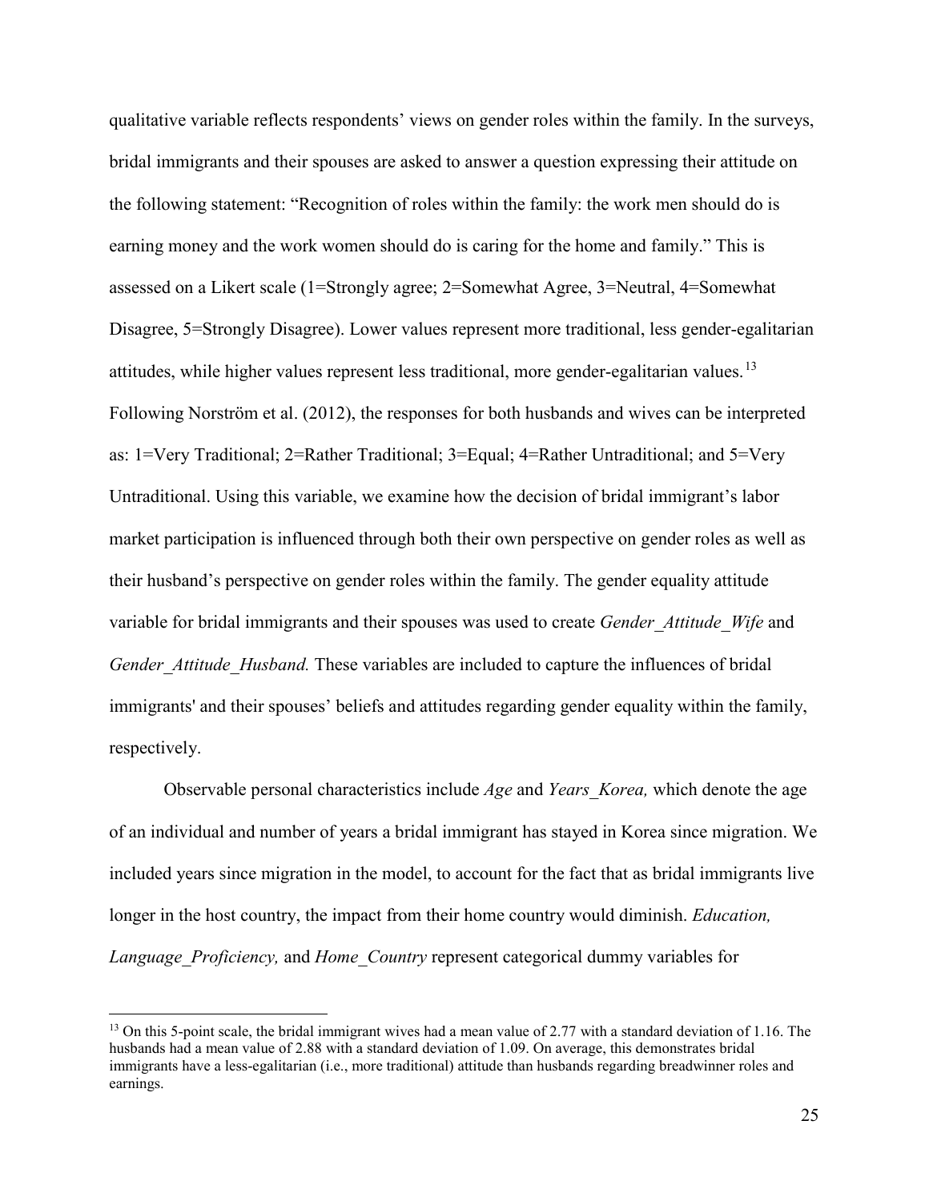qualitative variable reflects respondents' views on gender roles within the family. In the surveys, bridal immigrants and their spouses are asked to answer a question expressing their attitude on the following statement: "Recognition of roles within the family: the work men should do is earning money and the work women should do is caring for the home and family." This is assessed on a Likert scale (1=Strongly agree; 2=Somewhat Agree, 3=Neutral, 4=Somewhat Disagree, 5=Strongly Disagree). Lower values represent more traditional, less gender-egalitarian attitudes, while higher values represent less traditional, more gender-egalitarian values.[13] Following Norström et al. (2012), the responses for both husbands and wives can be interpreted as: 1=Very Traditional; 2=Rather Traditional; 3=Equal; 4=Rather Untraditional; and 5=Very Untraditional. Using this variable, we examine how the decision of bridal immigrant's labor market participation is influenced through both their own perspective on gender roles as well as their husband's perspective on gender roles within the family. The gender equality attitude variable for bridal immigrants and their spouses was used to create *Gender_Attitude_Wife* and *Gender_Attitude_Husband.* These variables are included to capture the influences of bridal immigrants' and their spouses' beliefs and attitudes regarding gender equality within the family, respectively.

Observable personal characteristics include *Age* and *Years_Korea,* which denote the age of an individual and number of years a bridal immigrant has stayed in Korea since migration. We included years since migration in the model, to account for the fact that as bridal immigrants live longer in the host country, the impact from their home country would diminish. *Education, Language_Proficiency,* and *Home_Country* represent categorical dummy variables for

[13] On this 5-point scale, the bridal immigrant wives had a mean value of 2.77 with a standard deviation of 1.16. The husbands had a mean value of 2.88 with a standard deviation of 1.09. On average, this demonstrates bridal immigrants have a less-egalitarian (i.e., more traditional) attitude than husbands regarding breadwinner roles and earnings.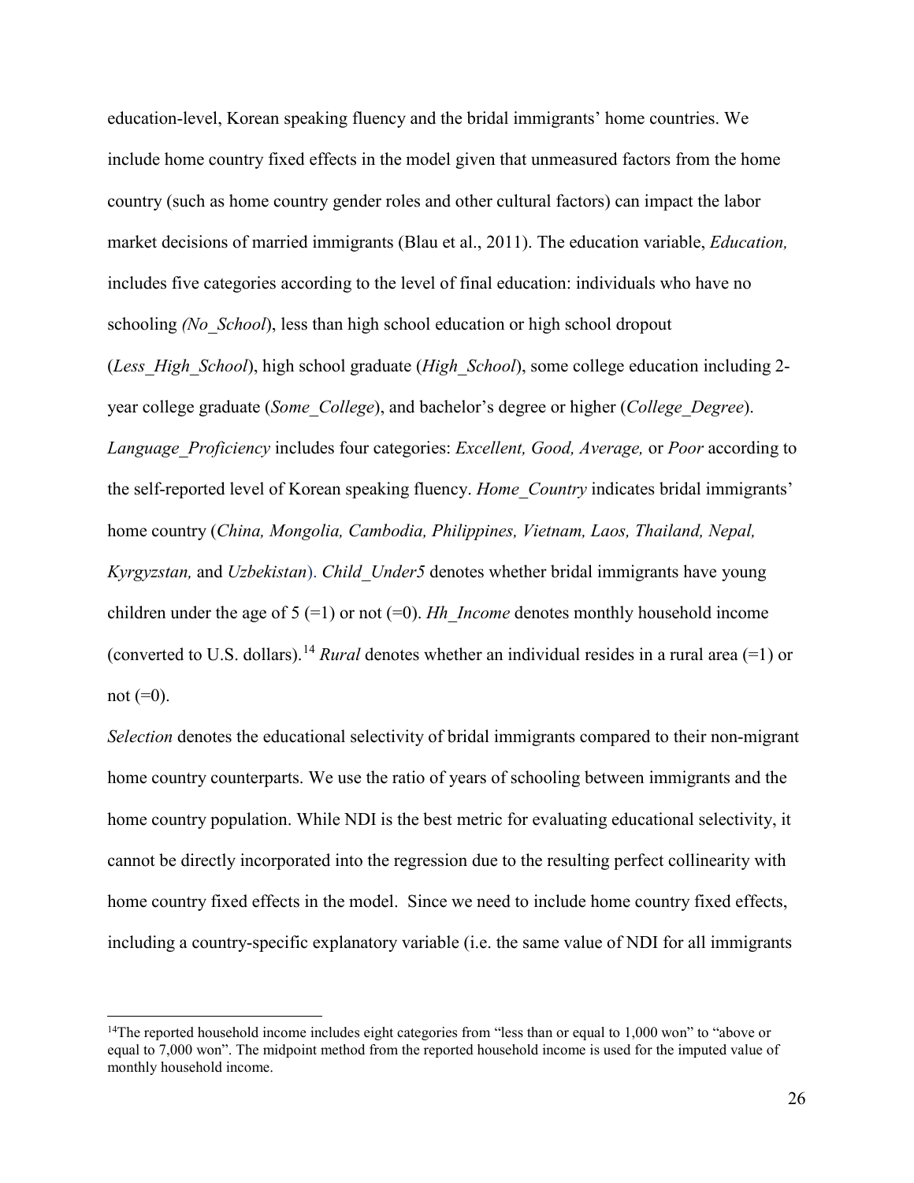education-level, Korean speaking fluency and the bridal immigrants' home countries. We include home country fixed effects in the model given that unmeasured factors from the home country (such as home country gender roles and other cultural factors) can impact the labor market decisions of married immigrants (Blau et al., 2011). The education variable, *Education,* includes five categories according to the level of final education: individuals who have no schooling *(No_School*), less than high school education or high school dropout (*Less_High_School*), high school graduate (*High_School*), some college education including 2-year college graduate (*Some_College*), and bachelor's degree or higher (*College_Degree*). *Language_Proficiency* includes four categories: *Excellent, Good, Average,* or *Poor* according to the self-reported level of Korean speaking fluency. *Home_Country* indicates bridal immigrants' home country (*China, Mongolia, Cambodia, Philippines, Vietnam, Laos, Thailand, Nepal, Kyrgyzstan,* and *Uzbekistan*). *Child_Under5* denotes whether bridal immigrants have young children under the age of 5 (=1) or not (=0). *Hh_Income* denotes monthly household income (converted to U.S. dollars).[14] *Rural* denotes whether an individual resides in a rural area (=1) or not (=0).

*Selection* denotes the educational selectivity of bridal immigrants compared to their non-migrant home country counterparts. We use the ratio of years of schooling between immigrants and the home country population. While NDI is the best metric for evaluating educational selectivity, it cannot be directly incorporated into the regression due to the resulting perfect collinearity with home country fixed effects in the model. Since we need to include home country fixed effects, including a country-specific explanatory variable (i.e. the same value of NDI for all immigrants

[14]The reported household income includes eight categories from "less than or equal to 1,000 won" to "above or equal to 7,000 won". The midpoint method from the reported household income is used for the imputed value of monthly household income.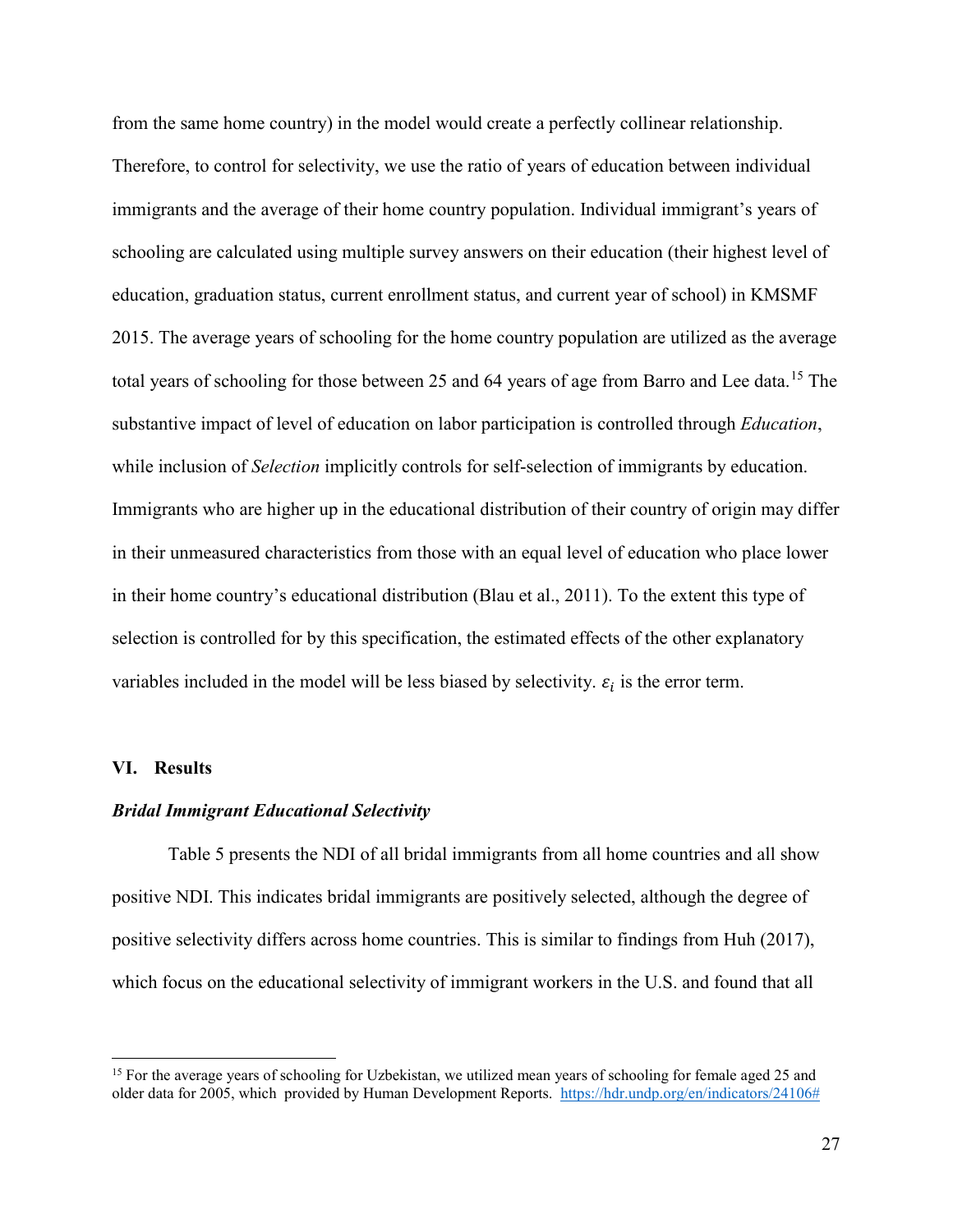from the same home country) in the model would create a perfectly collinear relationship. Therefore, to control for selectivity, we use the ratio of years of education between individual immigrants and the average of their home country population. Individual immigrant's years of schooling are calculated using multiple survey answers on their education (their highest level of education, graduation status, current enrollment status, and current year of school) in KMSMF 2015. The average years of schooling for the home country population are utilized as the average total years of schooling for those between 25 and 64 years of age from Barro and Lee data.[15] The substantive impact of level of education on labor participation is controlled through *Education*, while inclusion of *Selection* implicitly controls for self-selection of immigrants by education. Immigrants who are higher up in the educational distribution of their country of origin may differ in their unmeasured characteristics from those with an equal level of education who place lower in their home country's educational distribution (Blau et al., 2011). To the extent this type of selection is controlled for by this specification, the estimated effects of the other explanatory variables included in the model will be less biased by selectivity. $\varepsilon_i$ is the error term.

## VI. Results

### *Bridal Immigrant Educational Selectivity*

Table 5 presents the NDI of all bridal immigrants from all home countries and all show positive NDI. This indicates bridal immigrants are positively selected, although the degree of positive selectivity differs across home countries. This is similar to findings from Huh (2017), which focus on the educational selectivity of immigrant workers in the U.S. and found that all

---

[15] For the average years of schooling for Uzbekistan, we utilized mean years of schooling for female aged 25 and older data for 2005, which provided by Human Development Reports. https://hdr.undp.org/en/indicators/24106#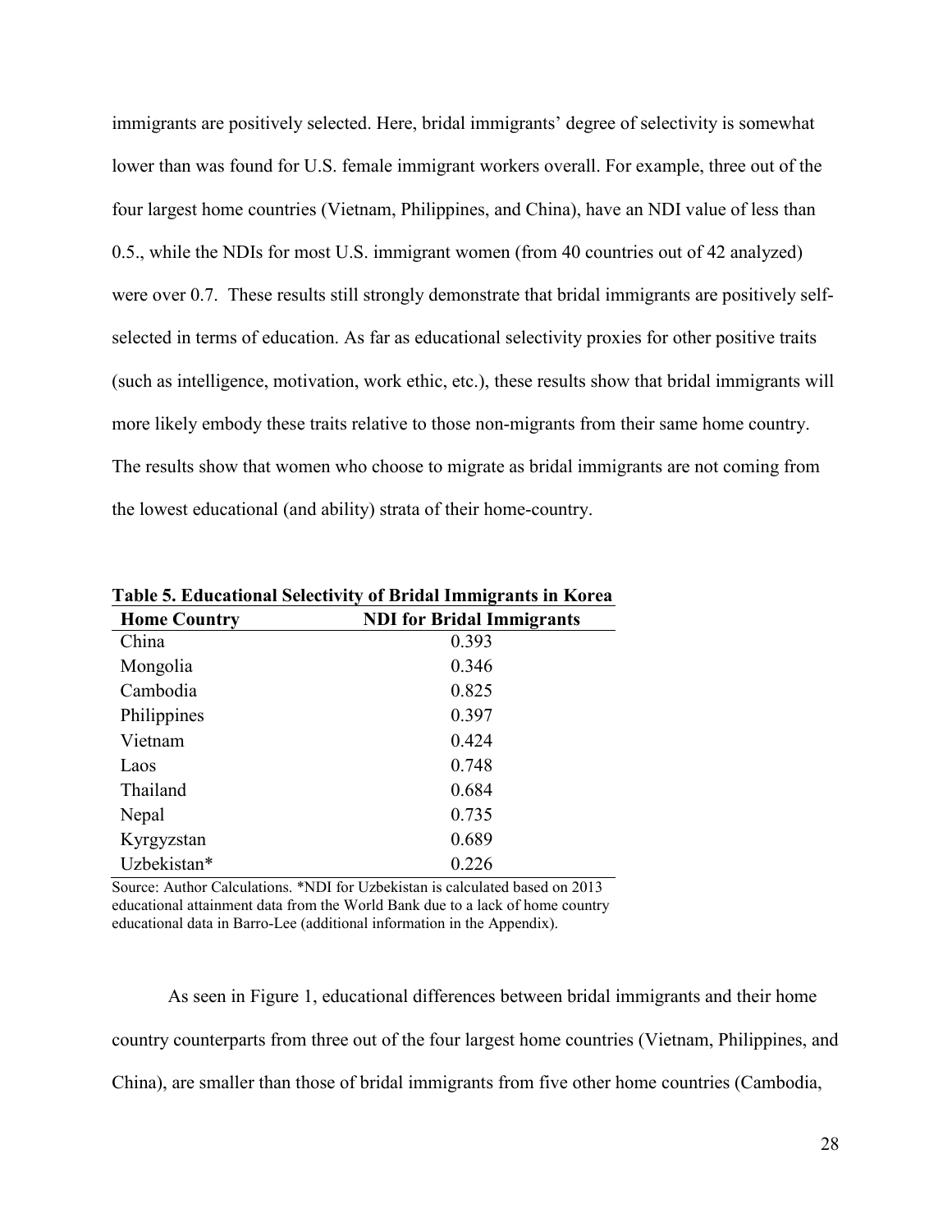immigrants are positively selected. Here, bridal immigrants' degree of selectivity is somewhat lower than was found for U.S. female immigrant workers overall. For example, three out of the four largest home countries (Vietnam, Philippines, and China), have an NDI value of less than 0.5., while the NDIs for most U.S. immigrant women (from 40 countries out of 42 analyzed) were over 0.7. These results still strongly demonstrate that bridal immigrants are positively self-selected in terms of education. As far as educational selectivity proxies for other positive traits (such as intelligence, motivation, work ethic, etc.), these results show that bridal immigrants will more likely embody these traits relative to those non-migrants from their same home country. The results show that women who choose to migrate as bridal immigrants are not coming from the lowest educational (and ability) strata of their home-country.

**Table 5. Educational Selectivity of Bridal Immigrants in Korea**

| Home Country | NDI for Bridal Immigrants |
|---|---|
| China | 0.393 |
| Mongolia | 0.346 |
| Cambodia | 0.825 |
| Philippines | 0.397 |
| Vietnam | 0.424 |
| Laos | 0.748 |
| Thailand | 0.684 |
| Nepal | 0.735 |
| Kyrgyzstan | 0.689 |
| Uzbekistan* | 0.226 |

Source: Author Calculations. *NDI for Uzbekistan is calculated based on 2013 educational attainment data from the World Bank due to a lack of home country educational data in Barro-Lee (additional information in the Appendix).

As seen in Figure 1, educational differences between bridal immigrants and their home country counterparts from three out of the four largest home countries (Vietnam, Philippines, and China), are smaller than those of bridal immigrants from five other home countries (Cambodia,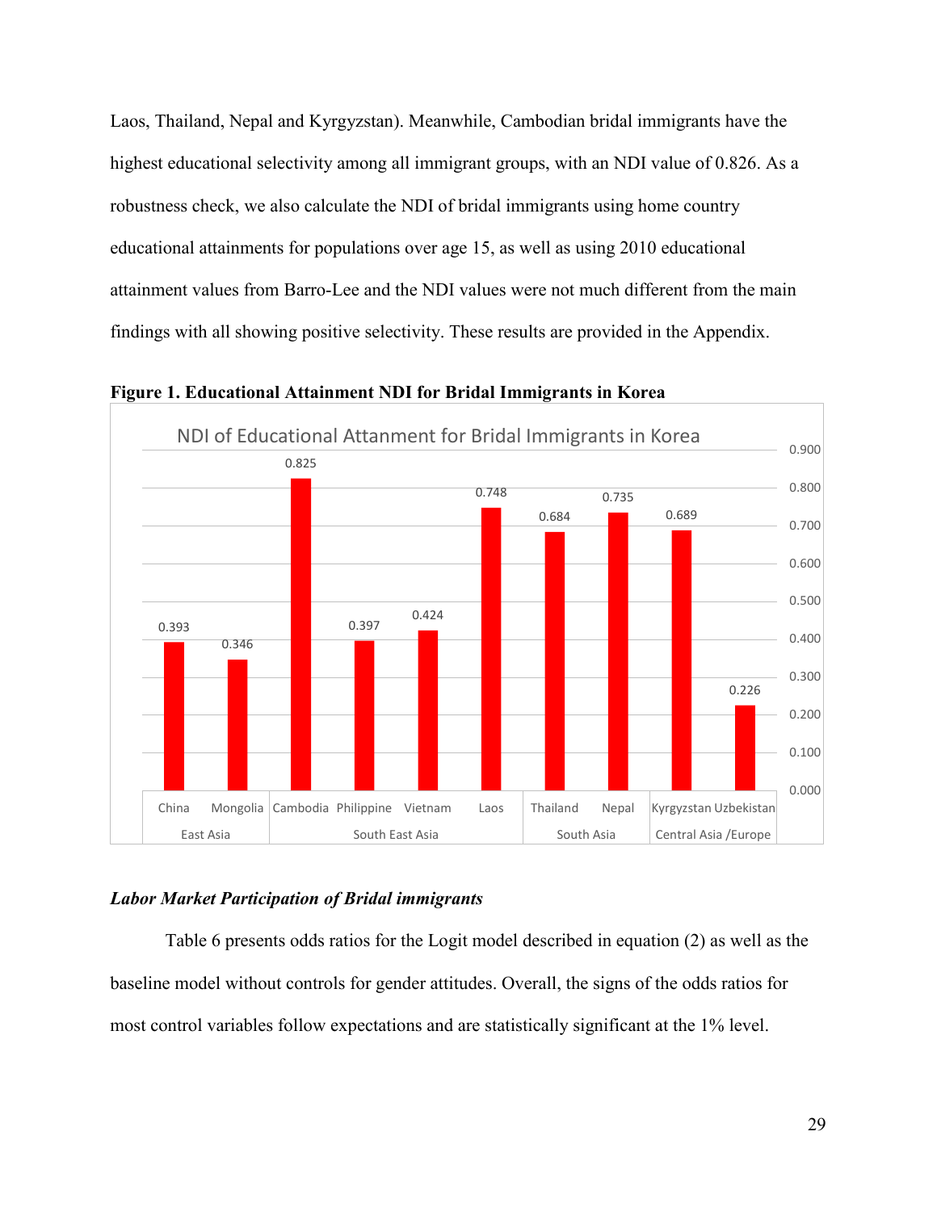Laos, Thailand, Nepal and Kyrgyzstan). Meanwhile, Cambodian bridal immigrants have the highest educational selectivity among all immigrant groups, with an NDI value of 0.826. As a robustness check, we also calculate the NDI of bridal immigrants using home country educational attainments for populations over age 15, as well as using 2010 educational attainment values from Barro-Lee and the NDI values were not much different from the main findings with all showing positive selectivity. These results are provided in the Appendix.

**Figure 1. Educational Attainment NDI for Bridal Immigrants in Korea**

NDI of Educational Attanment for Bridal Immigrants in Korea

| Region | Country | NDI |
|---|---|---|
| East Asia | China | 0.393 |
| East Asia | Mongolia | 0.346 |
| South East Asia | Cambodia | 0.825 |
| South East Asia | Philippine | 0.397 |
| South East Asia | Vietnam | 0.424 |
| South East Asia | Laos | 0.748 |
| South Asia | Thailand | 0.684 |
| South Asia | Nepal | 0.735 |
| Central Asia /Europe | Kyrgyzstan | 0.689 |
| Central Asia /Europe | Uzbekistan | 0.226 |

### *Labor Market Participation of Bridal immigrants*

Table 6 presents odds ratios for the Logit model described in equation (2) as well as the baseline model without controls for gender attitudes. Overall, the signs of the odds ratios for most control variables follow expectations and are statistically significant at the 1% level.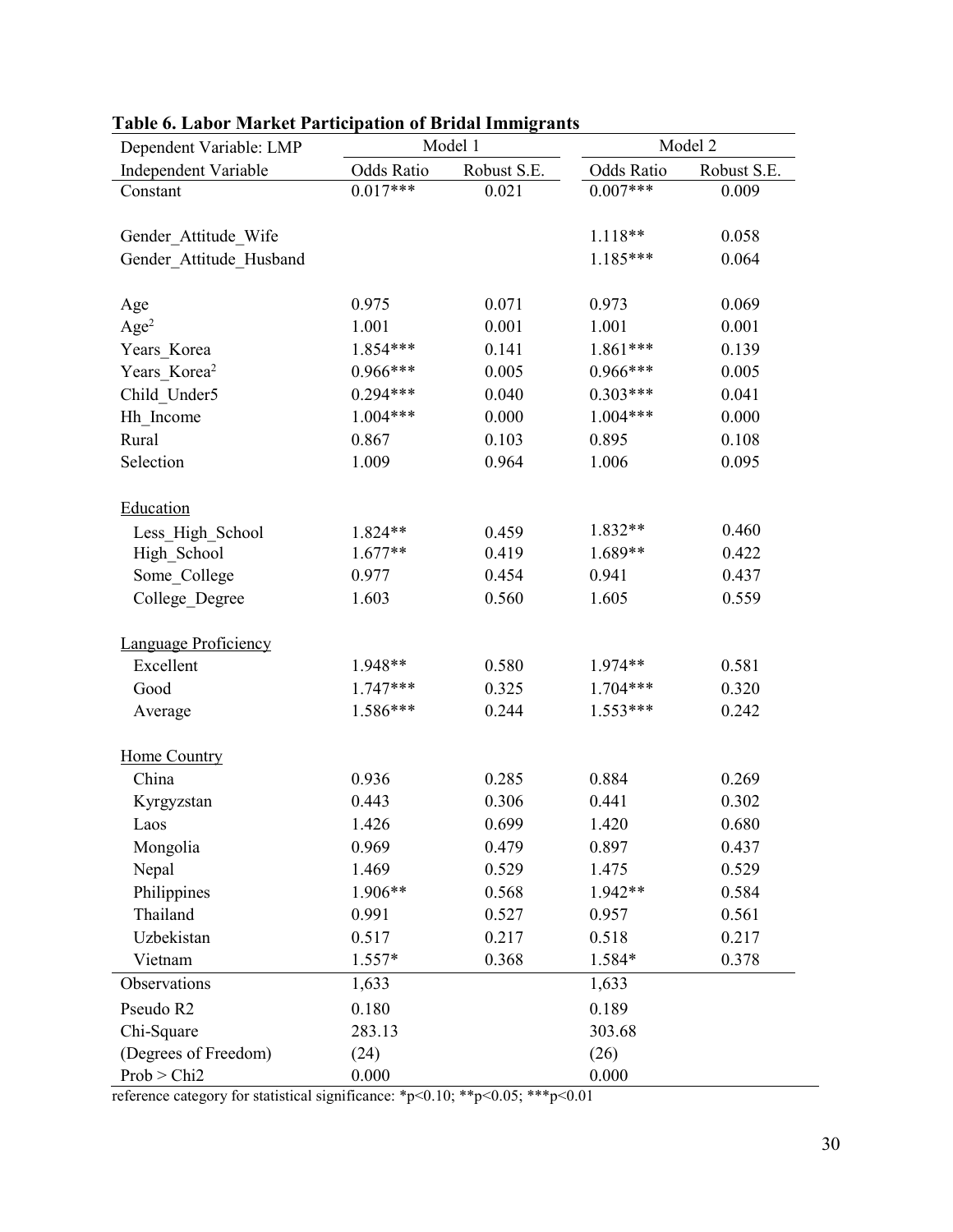**Table 6. Labor Market Participation of Bridal Immigrants**

| Dependent Variable: LMP | Model 1 | | Model 2 | |
|---|---|---|---|---|
| Independent Variable | Odds Ratio | Robust S.E. | Odds Ratio | Robust S.E. |
| Constant | 0.017*** | 0.021 | 0.007*** | 0.009 |
| | | | | |
| Gender_Attitude_Wife | | | 1.118** | 0.058 |
| Gender_Attitude_Husband | | | 1.185*** | 0.064 |
| | | | | |
| Age | 0.975 | 0.071 | 0.973 | 0.069 |
| $Age^2$ | 1.001 | 0.001 | 1.001 | 0.001 |
| Years_Korea | 1.854*** | 0.141 | 1.861*** | 0.139 |
| $Years\_Korea^2$ | 0.966*** | 0.005 | 0.966*** | 0.005 |
| Child_Under5 | 0.294*** | 0.040 | 0.303*** | 0.041 |
| Hh_Income | 1.004*** | 0.000 | 1.004*** | 0.000 |
| Rural | 0.867 | 0.103 | 0.895 | 0.108 |
| Selection | 1.009 | 0.964 | 1.006 | 0.095 |
| | | | | |
| Education | | | | |
| Less_High_School | 1.824** | 0.459 | 1.832** | 0.460 |
| High_School | 1.677** | 0.419 | 1.689** | 0.422 |
| Some_College | 0.977 | 0.454 | 0.941 | 0.437 |
| College_Degree | 1.603 | 0.560 | 1.605 | 0.559 |
| | | | | |
| Language Proficiency | | | | |
| Excellent | 1.948** | 0.580 | 1.974** | 0.581 |
| Good | 1.747*** | 0.325 | 1.704*** | 0.320 |
| Average | 1.586*** | 0.244 | 1.553*** | 0.242 |
| | | | | |
| Home Country | | | | |
| China | 0.936 | 0.285 | 0.884 | 0.269 |
| Kyrgyzstan | 0.443 | 0.306 | 0.441 | 0.302 |
| Laos | 1.426 | 0.699 | 1.420 | 0.680 |
| Mongolia | 0.969 | 0.479 | 0.897 | 0.437 |
| Nepal | 1.469 | 0.529 | 1.475 | 0.529 |
| Philippines | 1.906** | 0.568 | 1.942** | 0.584 |
| Thailand | 0.991 | 0.527 | 0.957 | 0.561 |
| Uzbekistan | 0.517 | 0.217 | 0.518 | 0.217 |
| Vietnam | 1.557* | 0.368 | 1.584* | 0.378 |
| Observations | 1,633 | | 1,633 | |
| Pseudo R2 | 0.180 | | 0.189 | |
| Chi-Square | 283.13 | | 303.68 | |
| (Degrees of Freedom) | (24) | | (26) | |
| Prob > Chi2 | 0.000 | | 0.000 | |

reference category for statistical significance: *$p<0.10$; **$p<0.05$; ***$p<0.01$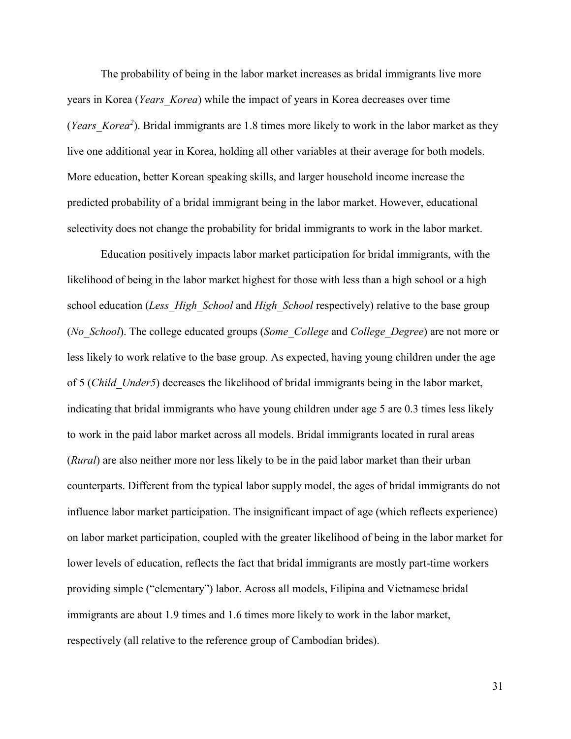The probability of being in the labor market increases as bridal immigrants live more years in Korea (*Years_Korea*) while the impact of years in Korea decreases over time (*Years_Korea*$^2$). Bridal immigrants are 1.8 times more likely to work in the labor market as they live one additional year in Korea, holding all other variables at their average for both models. More education, better Korean speaking skills, and larger household income increase the predicted probability of a bridal immigrant being in the labor market. However, educational selectivity does not change the probability for bridal immigrants to work in the labor market.

Education positively impacts labor market participation for bridal immigrants, with the likelihood of being in the labor market highest for those with less than a high school or a high school education (*Less_High_School* and *High_School* respectively) relative to the base group (*No_School*). The college educated groups (*Some_College* and *College_Degree*) are not more or less likely to work relative to the base group. As expected, having young children under the age of 5 (*Child_Under5*) decreases the likelihood of bridal immigrants being in the labor market, indicating that bridal immigrants who have young children under age 5 are 0.3 times less likely to work in the paid labor market across all models. Bridal immigrants located in rural areas (*Rural*) are also neither more nor less likely to be in the paid labor market than their urban counterparts. Different from the typical labor supply model, the ages of bridal immigrants do not influence labor market participation. The insignificant impact of age (which reflects experience) on labor market participation, coupled with the greater likelihood of being in the labor market for lower levels of education, reflects the fact that bridal immigrants are mostly part-time workers providing simple ("elementary") labor. Across all models, Filipina and Vietnamese bridal immigrants are about 1.9 times and 1.6 times more likely to work in the labor market, respectively (all relative to the reference group of Cambodian brides).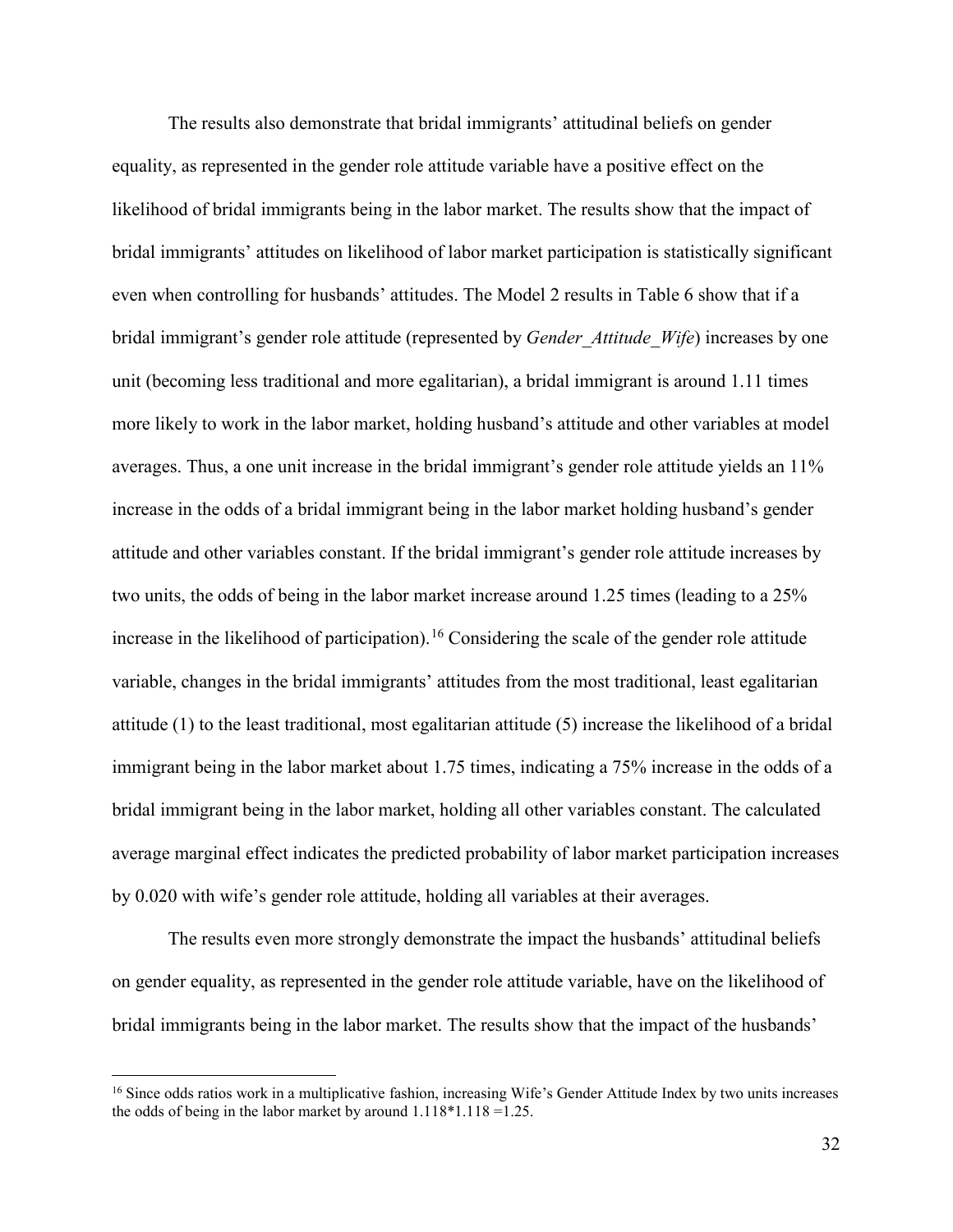The results also demonstrate that bridal immigrants' attitudinal beliefs on gender equality, as represented in the gender role attitude variable have a positive effect on the likelihood of bridal immigrants being in the labor market. The results show that the impact of bridal immigrants' attitudes on likelihood of labor market participation is statistically significant even when controlling for husbands' attitudes. The Model 2 results in Table 6 show that if a bridal immigrant's gender role attitude (represented by *Gender_Attitude_Wife*) increases by one unit (becoming less traditional and more egalitarian), a bridal immigrant is around 1.11 times more likely to work in the labor market, holding husband's attitude and other variables at model averages. Thus, a one unit increase in the bridal immigrant's gender role attitude yields an 11% increase in the odds of a bridal immigrant being in the labor market holding husband's gender attitude and other variables constant. If the bridal immigrant's gender role attitude increases by two units, the odds of being in the labor market increase around 1.25 times (leading to a 25% increase in the likelihood of participation).[16] Considering the scale of the gender role attitude variable, changes in the bridal immigrants' attitudes from the most traditional, least egalitarian attitude (1) to the least traditional, most egalitarian attitude (5) increase the likelihood of a bridal immigrant being in the labor market about 1.75 times, indicating a 75% increase in the odds of a bridal immigrant being in the labor market, holding all other variables constant. The calculated average marginal effect indicates the predicted probability of labor market participation increases by 0.020 with wife's gender role attitude, holding all variables at their averages.

The results even more strongly demonstrate the impact the husbands' attitudinal beliefs on gender equality, as represented in the gender role attitude variable, have on the likelihood of bridal immigrants being in the labor market. The results show that the impact of the husbands'

---

[16] Since odds ratios work in a multiplicative fashion, increasing Wife's Gender Attitude Index by two units increases the odds of being in the labor market by around $1.118 * 1.118 = 1.25$.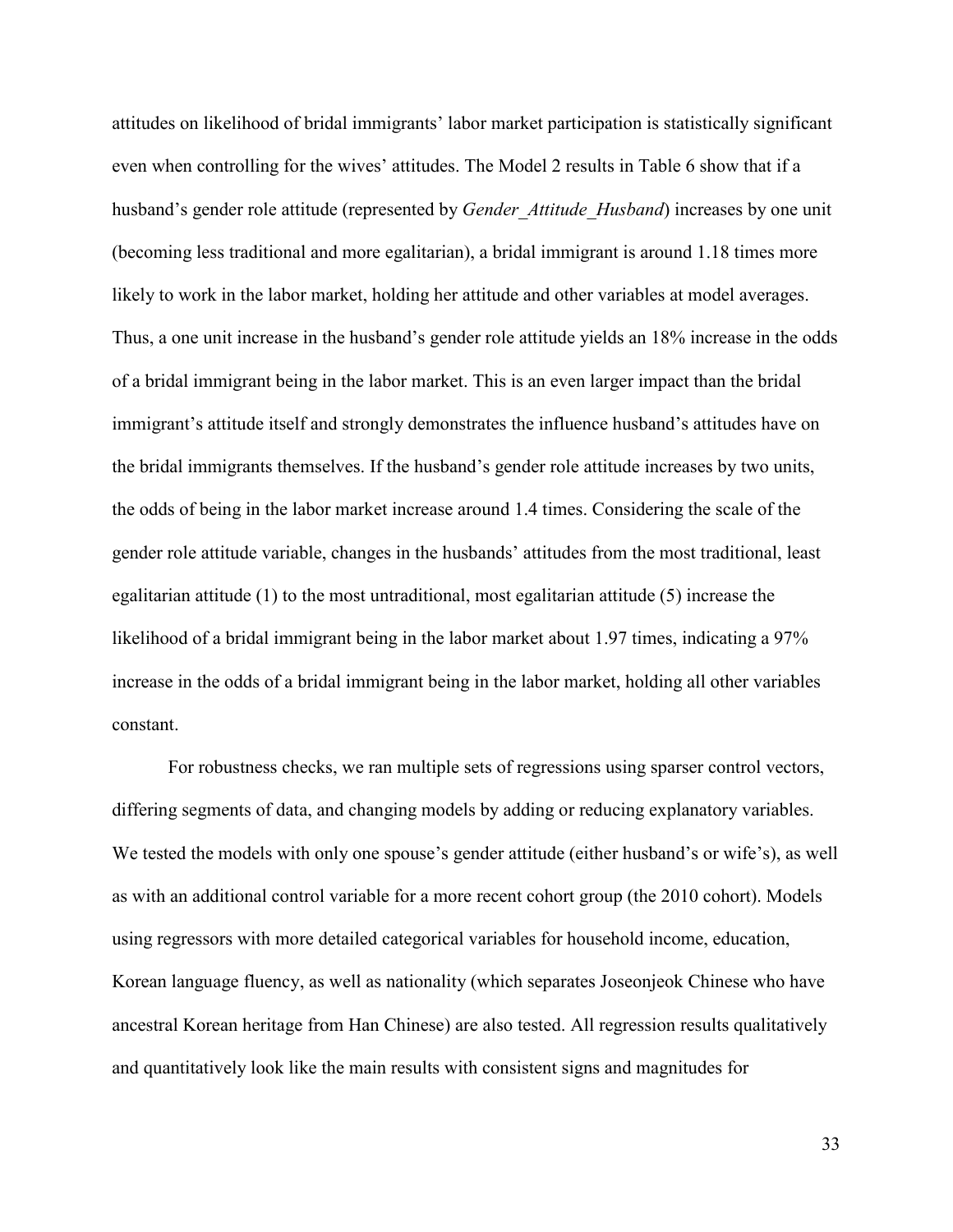attitudes on likelihood of bridal immigrants' labor market participation is statistically significant even when controlling for the wives' attitudes. The Model 2 results in Table 6 show that if a husband's gender role attitude (represented by *Gender_Attitude_Husband*) increases by one unit (becoming less traditional and more egalitarian), a bridal immigrant is around 1.18 times more likely to work in the labor market, holding her attitude and other variables at model averages. Thus, a one unit increase in the husband's gender role attitude yields an 18% increase in the odds of a bridal immigrant being in the labor market. This is an even larger impact than the bridal immigrant's attitude itself and strongly demonstrates the influence husband's attitudes have on the bridal immigrants themselves. If the husband's gender role attitude increases by two units, the odds of being in the labor market increase around 1.4 times. Considering the scale of the gender role attitude variable, changes in the husbands' attitudes from the most traditional, least egalitarian attitude (1) to the most untraditional, most egalitarian attitude (5) increase the likelihood of a bridal immigrant being in the labor market about 1.97 times, indicating a 97% increase in the odds of a bridal immigrant being in the labor market, holding all other variables constant.

For robustness checks, we ran multiple sets of regressions using sparser control vectors, differing segments of data, and changing models by adding or reducing explanatory variables. We tested the models with only one spouse's gender attitude (either husband's or wife's), as well as with an additional control variable for a more recent cohort group (the 2010 cohort). Models using regressors with more detailed categorical variables for household income, education, Korean language fluency, as well as nationality (which separates Joseonjeok Chinese who have ancestral Korean heritage from Han Chinese) are also tested. All regression results qualitatively and quantitatively look like the main results with consistent signs and magnitudes for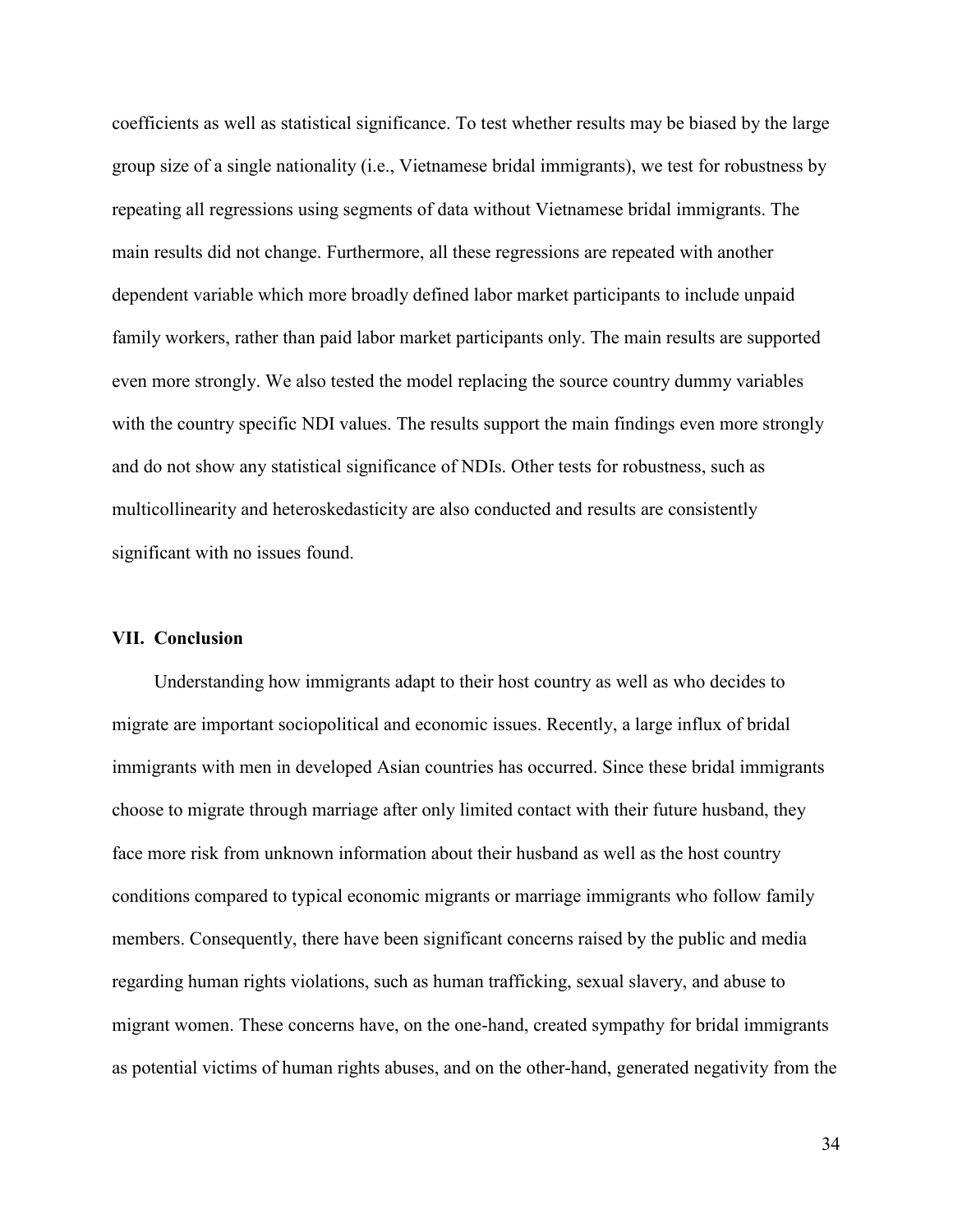coefficients as well as statistical significance. To test whether results may be biased by the large group size of a single nationality (i.e., Vietnamese bridal immigrants), we test for robustness by repeating all regressions using segments of data without Vietnamese bridal immigrants. The main results did not change. Furthermore, all these regressions are repeated with another dependent variable which more broadly defined labor market participants to include unpaid family workers, rather than paid labor market participants only. The main results are supported even more strongly. We also tested the model replacing the source country dummy variables with the country specific NDI values. The results support the main findings even more strongly and do not show any statistical significance of NDIs. Other tests for robustness, such as multicollinearity and heteroskedasticity are also conducted and results are consistently significant with no issues found.

## VII. Conclusion

Understanding how immigrants adapt to their host country as well as who decides to migrate are important sociopolitical and economic issues. Recently, a large influx of bridal immigrants with men in developed Asian countries has occurred. Since these bridal immigrants choose to migrate through marriage after only limited contact with their future husband, they face more risk from unknown information about their husband as well as the host country conditions compared to typical economic migrants or marriage immigrants who follow family members. Consequently, there have been significant concerns raised by the public and media regarding human rights violations, such as human trafficking, sexual slavery, and abuse to migrant women. These concerns have, on the one-hand, created sympathy for bridal immigrants as potential victims of human rights abuses, and on the other-hand, generated negativity from the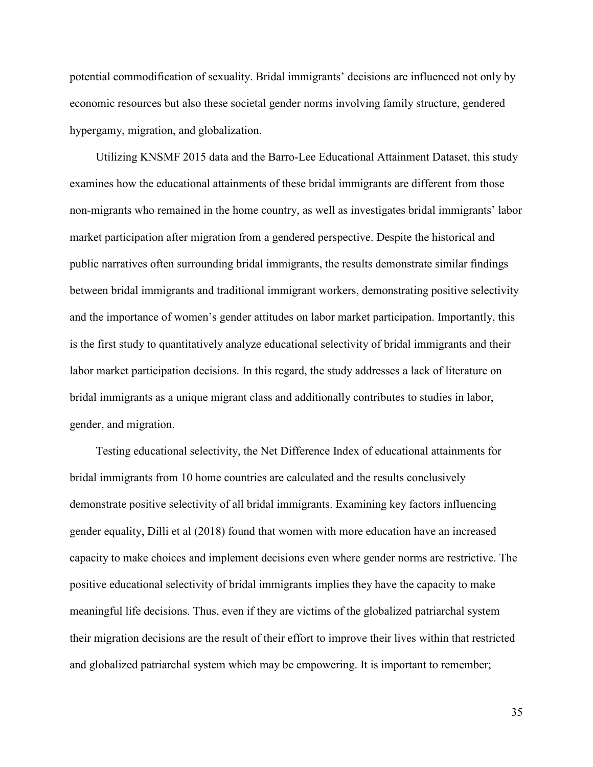potential commodification of sexuality. Bridal immigrants' decisions are influenced not only by economic resources but also these societal gender norms involving family structure, gendered hypergamy, migration, and globalization.

Utilizing KNSMF 2015 data and the Barro-Lee Educational Attainment Dataset, this study examines how the educational attainments of these bridal immigrants are different from those non-migrants who remained in the home country, as well as investigates bridal immigrants' labor market participation after migration from a gendered perspective. Despite the historical and public narratives often surrounding bridal immigrants, the results demonstrate similar findings between bridal immigrants and traditional immigrant workers, demonstrating positive selectivity and the importance of women's gender attitudes on labor market participation. Importantly, this is the first study to quantitatively analyze educational selectivity of bridal immigrants and their labor market participation decisions. In this regard, the study addresses a lack of literature on bridal immigrants as a unique migrant class and additionally contributes to studies in labor, gender, and migration.

Testing educational selectivity, the Net Difference Index of educational attainments for bridal immigrants from 10 home countries are calculated and the results conclusively demonstrate positive selectivity of all bridal immigrants. Examining key factors influencing gender equality, Dilli et al (2018) found that women with more education have an increased capacity to make choices and implement decisions even where gender norms are restrictive. The positive educational selectivity of bridal immigrants implies they have the capacity to make meaningful life decisions. Thus, even if they are victims of the globalized patriarchal system their migration decisions are the result of their effort to improve their lives within that restricted and globalized patriarchal system which may be empowering. It is important to remember;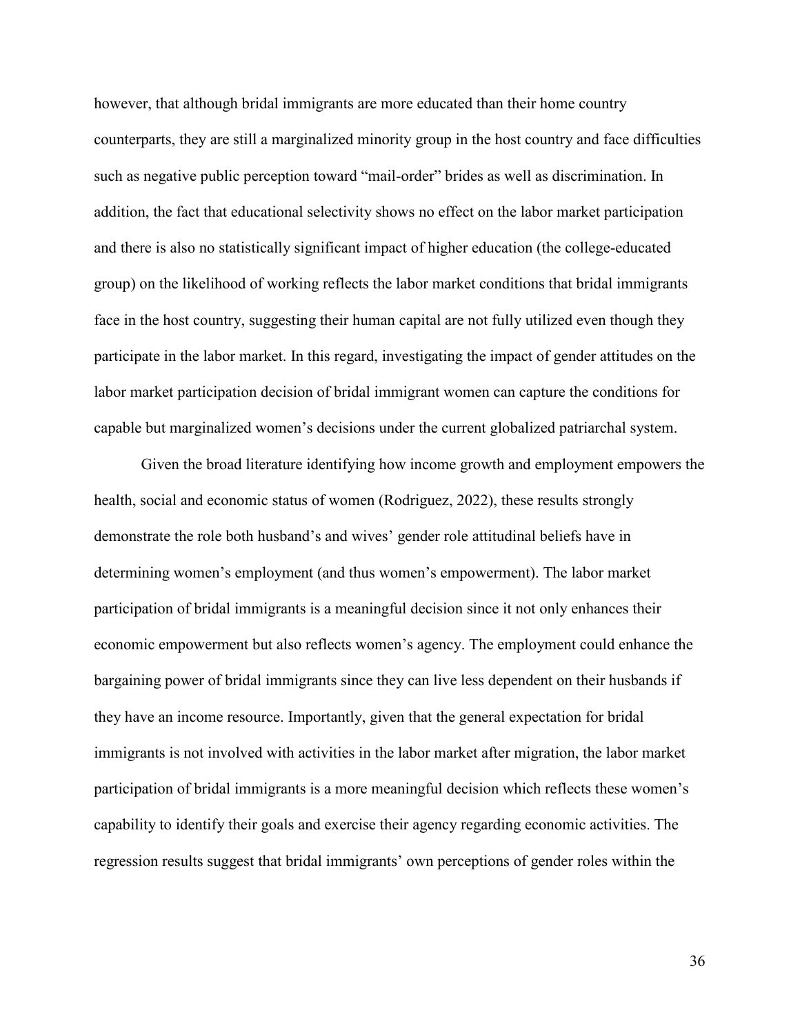however, that although bridal immigrants are more educated than their home country counterparts, they are still a marginalized minority group in the host country and face difficulties such as negative public perception toward "mail-order" brides as well as discrimination. In addition, the fact that educational selectivity shows no effect on the labor market participation and there is also no statistically significant impact of higher education (the college-educated group) on the likelihood of working reflects the labor market conditions that bridal immigrants face in the host country, suggesting their human capital are not fully utilized even though they participate in the labor market. In this regard, investigating the impact of gender attitudes on the labor market participation decision of bridal immigrant women can capture the conditions for capable but marginalized women's decisions under the current globalized patriarchal system.

Given the broad literature identifying how income growth and employment empowers the health, social and economic status of women (Rodriguez, 2022), these results strongly demonstrate the role both husband's and wives' gender role attitudinal beliefs have in determining women's employment (and thus women's empowerment). The labor market participation of bridal immigrants is a meaningful decision since it not only enhances their economic empowerment but also reflects women's agency. The employment could enhance the bargaining power of bridal immigrants since they can live less dependent on their husbands if they have an income resource. Importantly, given that the general expectation for bridal immigrants is not involved with activities in the labor market after migration, the labor market participation of bridal immigrants is a more meaningful decision which reflects these women's capability to identify their goals and exercise their agency regarding economic activities. The regression results suggest that bridal immigrants' own perceptions of gender roles within the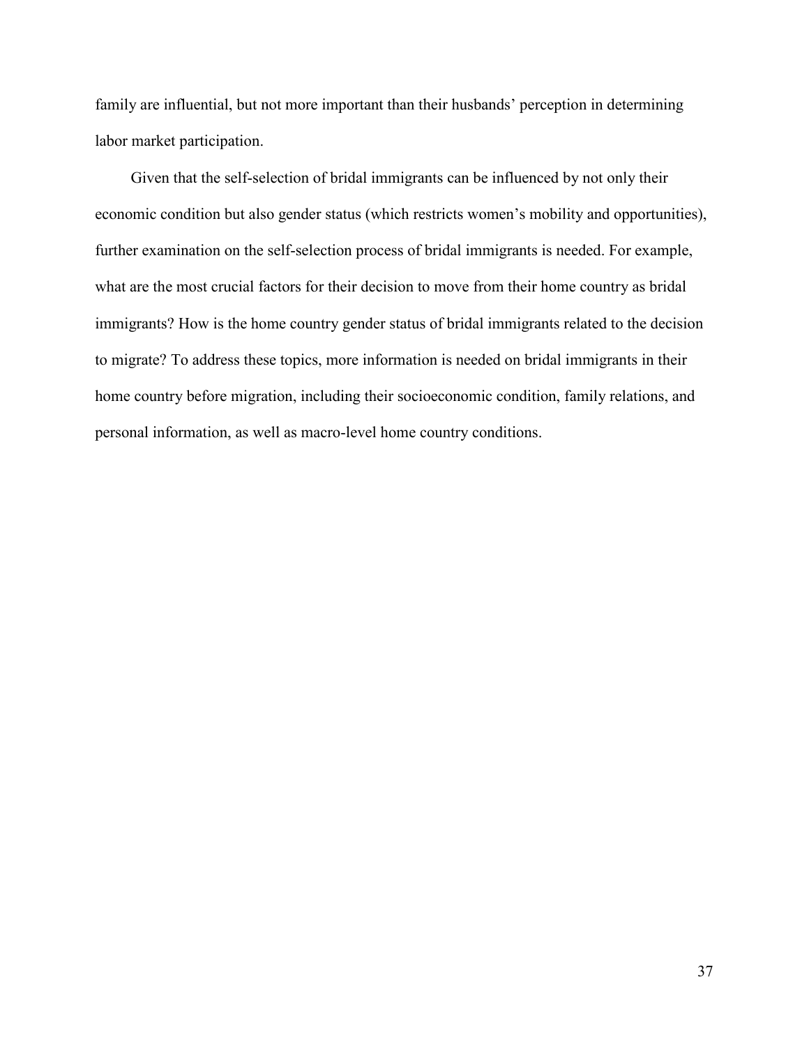family are influential, but not more important than their husbands' perception in determining labor market participation.

Given that the self-selection of bridal immigrants can be influenced by not only their economic condition but also gender status (which restricts women's mobility and opportunities), further examination on the self-selection process of bridal immigrants is needed. For example, what are the most crucial factors for their decision to move from their home country as bridal immigrants? How is the home country gender status of bridal immigrants related to the decision to migrate? To address these topics, more information is needed on bridal immigrants in their home country before migration, including their socioeconomic condition, family relations, and personal information, as well as macro-level home country conditions.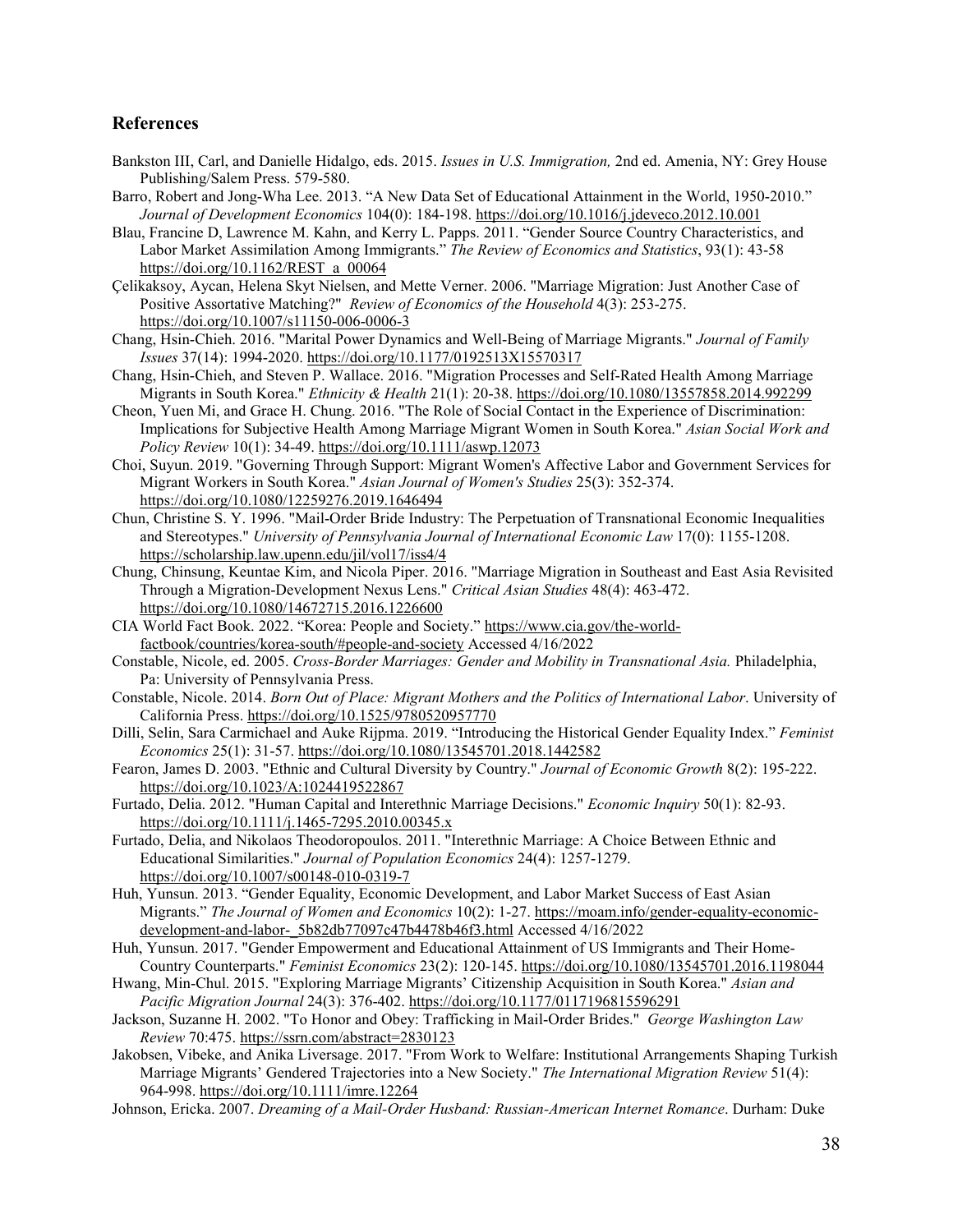## References

Bankston III, Carl, and Danielle Hidalgo, eds. 2015. *Issues in U.S. Immigration,* 2nd ed. Amenia, NY: Grey House Publishing/Salem Press. 579-580.

Barro, Robert and Jong-Wha Lee. 2013. "A New Data Set of Educational Attainment in the World, 1950-2010." *Journal of Development Economics* 104(0): 184-198. https://doi.org/10.1016/j.jdeveco.2012.10.001

Blau, Francine D, Lawrence M. Kahn, and Kerry L. Papps. 2011. "Gender Source Country Characteristics, and Labor Market Assimilation Among Immigrants." *The Review of Economics and Statistics*, 93(1): 43-58 https://doi.org/10.1162/REST_a_00064

Çelikaksoy, Aycan, Helena Skyt Nielsen, and Mette Verner. 2006. "Marriage Migration: Just Another Case of Positive Assortative Matching?" *Review of Economics of the Household* 4(3): 253-275. https://doi.org/10.1007/s11150-006-0006-3

Chang, Hsin-Chieh. 2016. "Marital Power Dynamics and Well-Being of Marriage Migrants." *Journal of Family Issues* 37(14): 1994-2020. https://doi.org/10.1177/0192513X15570317

Chang, Hsin-Chieh, and Steven P. Wallace. 2016. "Migration Processes and Self-Rated Health Among Marriage Migrants in South Korea." *Ethnicity & Health* 21(1): 20-38. https://doi.org/10.1080/13557858.2014.992299

Cheon, Yuen Mi, and Grace H. Chung. 2016. "The Role of Social Contact in the Experience of Discrimination: Implications for Subjective Health Among Marriage Migrant Women in South Korea." *Asian Social Work and Policy Review* 10(1): 34-49. https://doi.org/10.1111/aswp.12073

Choi, Suyun. 2019. "Governing Through Support: Migrant Women's Affective Labor and Government Services for Migrant Workers in South Korea." *Asian Journal of Women's Studies* 25(3): 352-374. https://doi.org/10.1080/12259276.2019.1646494

Chun, Christine S. Y. 1996. "Mail-Order Bride Industry: The Perpetuation of Transnational Economic Inequalities and Stereotypes." *University of Pennsylvania Journal of International Economic Law* 17(0): 1155-1208. https://scholarship.law.upenn.edu/jil/vol17/iss4/4

Chung, Chinsung, Keuntae Kim, and Nicola Piper. 2016. "Marriage Migration in Southeast and East Asia Revisited Through a Migration-Development Nexus Lens." *Critical Asian Studies* 48(4): 463-472. https://doi.org/10.1080/14672715.2016.1226600

CIA World Fact Book. 2022. "Korea: People and Society." https://www.cia.gov/the-world-factbook/countries/korea-south/#people-and-society Accessed 4/16/2022

Constable, Nicole, ed. 2005. *Cross-Border Marriages: Gender and Mobility in Transnational Asia.* Philadelphia, Pa: University of Pennsylvania Press.

Constable, Nicole. 2014. *Born Out of Place: Migrant Mothers and the Politics of International Labor*. University of California Press. https://doi.org/10.1525/9780520957770

Dilli, Selin, Sara Carmichael and Auke Rijpma. 2019. "Introducing the Historical Gender Equality Index." *Feminist Economics* 25(1): 31-57. https://doi.org/10.1080/13545701.2018.1442582

Fearon, James D. 2003. "Ethnic and Cultural Diversity by Country." *Journal of Economic Growth* 8(2): 195-222. https://doi.org/10.1023/A:1024419522867

Furtado, Delia. 2012. "Human Capital and Interethnic Marriage Decisions." *Economic Inquiry* 50(1): 82-93. https://doi.org/10.1111/j.1465-7295.2010.00345.x

Furtado, Delia, and Nikolaos Theodoropoulos. 2011. "Interethnic Marriage: A Choice Between Ethnic and Educational Similarities." *Journal of Population Economics* 24(4): 1257-1279. https://doi.org/10.1007/s00148-010-0319-7

Huh, Yunsun. 2013. "Gender Equality, Economic Development, and Labor Market Success of East Asian Migrants." *The Journal of Women and Economics* 10(2): 1-27. https://moam.info/gender-equality-economic-development-and-labor-_5b82db77097c47b4478b46f3.html Accessed 4/16/2022

Huh, Yunsun. 2017. "Gender Empowerment and Educational Attainment of US Immigrants and Their Home-Country Counterparts." *Feminist Economics* 23(2): 120-145. https://doi.org/10.1080/13545701.2016.1198044

Hwang, Min-Chul. 2015. "Exploring Marriage Migrants' Citizenship Acquisition in South Korea." *Asian and Pacific Migration Journal* 24(3): 376-402. https://doi.org/10.1177/0117196815596291

Jackson, Suzanne H. 2002. "To Honor and Obey: Trafficking in Mail-Order Brides." *George Washington Law Review* 70:475. https://ssrn.com/abstract=2830123

Jakobsen, Vibeke, and Anika Liversage. 2017. "From Work to Welfare: Institutional Arrangements Shaping Turkish Marriage Migrants' Gendered Trajectories into a New Society." *The International Migration Review* 51(4): 964-998. https://doi.org/10.1111/imre.12264

Johnson, Ericka. 2007. *Dreaming of a Mail-Order Husband: Russian-American Internet Romance*. Durham: Duke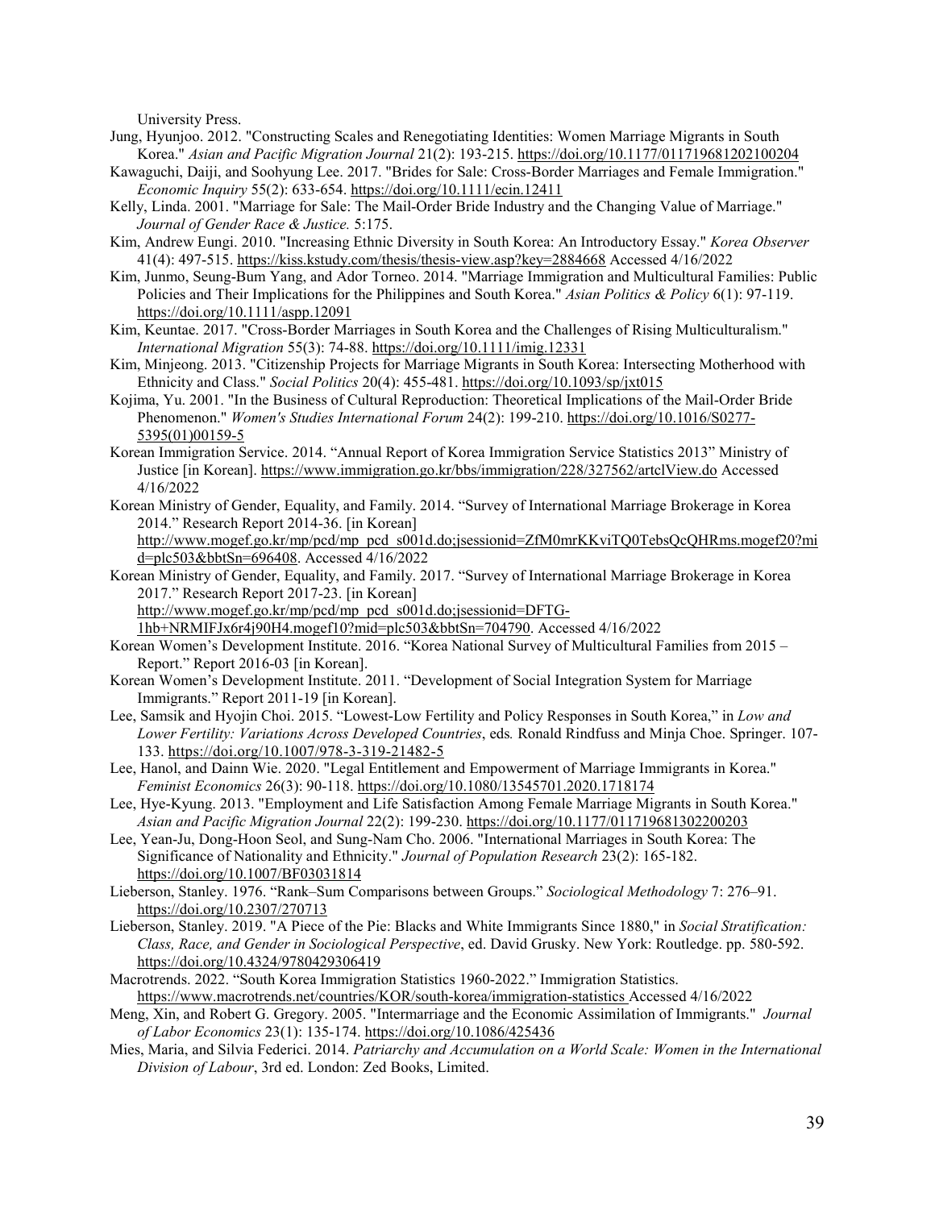University Press.

Jung, Hyunjoo. 2012. "Constructing Scales and Renegotiating Identities: Women Marriage Migrants in South Korea." *Asian and Pacific Migration Journal* 21(2): 193-215. https://doi.org/10.1177/011719681202100204

Kawaguchi, Daiji, and Soohyung Lee. 2017. "Brides for Sale: Cross-Border Marriages and Female Immigration." *Economic Inquiry* 55(2): 633-654. https://doi.org/10.1111/ecin.12411

Kelly, Linda. 2001. "Marriage for Sale: The Mail-Order Bride Industry and the Changing Value of Marriage." *Journal of Gender Race & Justice.* 5:175.

Kim, Andrew Eungi. 2010. "Increasing Ethnic Diversity in South Korea: An Introductory Essay." *Korea Observer* 41(4): 497-515. https://kiss.kstudy.com/thesis/thesis-view.asp?key=2884668 Accessed 4/16/2022

Kim, Junmo, Seung-Bum Yang, and Ador Torneo. 2014. "Marriage Immigration and Multicultural Families: Public Policies and Their Implications for the Philippines and South Korea." *Asian Politics & Policy* 6(1): 97-119. https://doi.org/10.1111/aspp.12091

Kim, Keuntae. 2017. "Cross-Border Marriages in South Korea and the Challenges of Rising Multiculturalism." *International Migration* 55(3): 74-88. https://doi.org/10.1111/imig.12331

Kim, Minjeong. 2013. "Citizenship Projects for Marriage Migrants in South Korea: Intersecting Motherhood with Ethnicity and Class." *Social Politics* 20(4): 455-481. https://doi.org/10.1093/sp/jxt015

Kojima, Yu. 2001. "In the Business of Cultural Reproduction: Theoretical Implications of the Mail-Order Bride Phenomenon." *Women's Studies International Forum* 24(2): 199-210. https://doi.org/10.1016/S0277-5395(01)00159-5

Korean Immigration Service. 2014. "Annual Report of Korea Immigration Service Statistics 2013" Ministry of Justice [in Korean]. https://www.immigration.go.kr/bbs/immigration/228/327562/artclView.do Accessed 4/16/2022

Korean Ministry of Gender, Equality, and Family. 2014. "Survey of International Marriage Brokerage in Korea 2014." Research Report 2014-36. [in Korean] http://www.mogef.go.kr/mp/pcd/mp_pcd_s001d.do;jsessionid=ZfM0mrKKviTQ0TebsQcQHRms.mogef20?mid=plc503&bbtSn=696408. Accessed 4/16/2022

Korean Ministry of Gender, Equality, and Family. 2017. "Survey of International Marriage Brokerage in Korea 2017." Research Report 2017-23. [in Korean] http://www.mogef.go.kr/mp/pcd/mp_pcd_s001d.do;jsessionid=DFTG-1hb+NRMIFJx6r4j90H4.mogef10?mid=plc503&bbtSn=704790. Accessed 4/16/2022

Korean Women's Development Institute. 2016. "Korea National Survey of Multicultural Families from 2015 – Report." Report 2016-03 [in Korean].

Korean Women's Development Institute. 2011. "Development of Social Integration System for Marriage Immigrants." Report 2011-19 [in Korean].

Lee, Samsik and Hyojin Choi. 2015. "Lowest-Low Fertility and Policy Responses in South Korea," in *Low and Lower Fertility: Variations Across Developed Countries*, eds*.* Ronald Rindfuss and Minja Choe. Springer. 107-133. https://doi.org/10.1007/978-3-319-21482-5

Lee, Hanol, and Dainn Wie. 2020. "Legal Entitlement and Empowerment of Marriage Immigrants in Korea." *Feminist Economics* 26(3): 90-118. https://doi.org/10.1080/13545701.2020.1718174

Lee, Hye-Kyung. 2013. "Employment and Life Satisfaction Among Female Marriage Migrants in South Korea." *Asian and Pacific Migration Journal* 22(2): 199-230. https://doi.org/10.1177/011719681302200203

Lee, Yean-Ju, Dong-Hoon Seol, and Sung-Nam Cho. 2006. "International Marriages in South Korea: The Significance of Nationality and Ethnicity." *Journal of Population Research* 23(2): 165-182. https://doi.org/10.1007/BF03031814

Lieberson, Stanley. 1976. "Rank–Sum Comparisons between Groups." *Sociological Methodology* 7: 276–91. https://doi.org/10.2307/270713

Lieberson, Stanley. 2019. "A Piece of the Pie: Blacks and White Immigrants Since 1880," in *Social Stratification: Class, Race, and Gender in Sociological Perspective*, ed. David Grusky. New York: Routledge. pp. 580-592. https://doi.org/10.4324/9780429306419

Macrotrends. 2022. "South Korea Immigration Statistics 1960-2022." Immigration Statistics. https://www.macrotrends.net/countries/KOR/south-korea/immigration-statistics Accessed 4/16/2022

Meng, Xin, and Robert G. Gregory. 2005. "Intermarriage and the Economic Assimilation of Immigrants." *Journal of Labor Economics* 23(1): 135-174. https://doi.org/10.1086/425436

Mies, Maria, and Silvia Federici. 2014. *Patriarchy and Accumulation on a World Scale: Women in the International Division of Labour*, 3rd ed. London: Zed Books, Limited.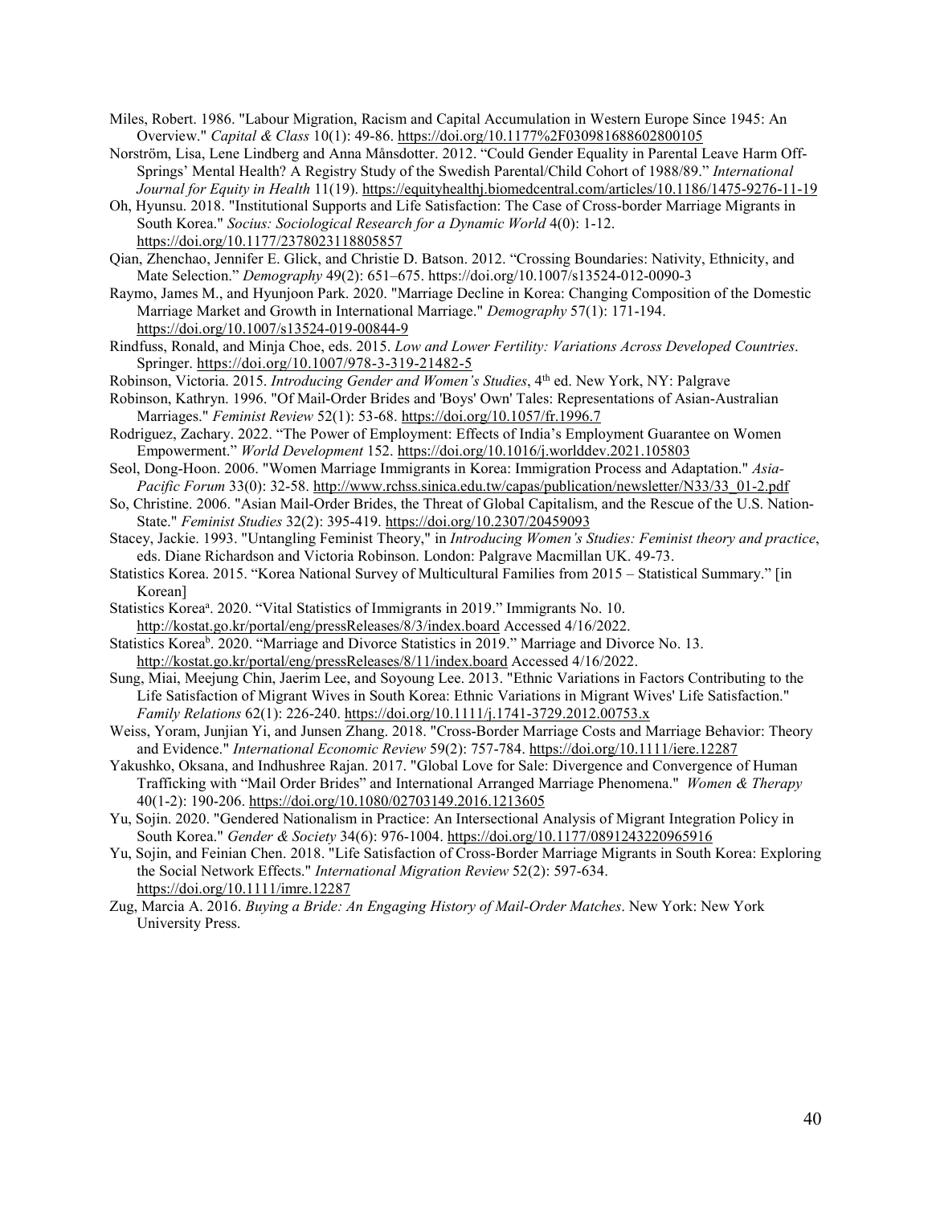Miles, Robert. 1986. "Labour Migration, Racism and Capital Accumulation in Western Europe Since 1945: An Overview." *Capital & Class* 10(1): 49-86. https://doi.org/10.1177%2F030981688602800105

Norström, Lisa, Lene Lindberg and Anna Månsdotter. 2012. "Could Gender Equality in Parental Leave Harm Off-Springs' Mental Health? A Registry Study of the Swedish Parental/Child Cohort of 1988/89." *International Journal for Equity in Health* 11(19). https://equityhealthj.biomedcentral.com/articles/10.1186/1475-9276-11-19

Oh, Hyunsu. 2018. "Institutional Supports and Life Satisfaction: The Case of Cross-border Marriage Migrants in South Korea." *Socius: Sociological Research for a Dynamic World* 4(0): 1-12. https://doi.org/10.1177/2378023118805857

Qian, Zhenchao, Jennifer E. Glick, and Christie D. Batson. 2012. "Crossing Boundaries: Nativity, Ethnicity, and Mate Selection." *Demography* 49(2): 651–675. https://doi.org/10.1007/s13524-012-0090-3

Raymo, James M., and Hyunjoon Park. 2020. "Marriage Decline in Korea: Changing Composition of the Domestic Marriage Market and Growth in International Marriage." *Demography* 57(1): 171-194. https://doi.org/10.1007/s13524-019-00844-9

Rindfuss, Ronald, and Minja Choe, eds. 2015. *Low and Lower Fertility: Variations Across Developed Countries*. Springer. https://doi.org/10.1007/978-3-319-21482-5

Robinson, Victoria. 2015. *Introducing Gender and Women's Studies*, 4th ed. New York, NY: Palgrave

Robinson, Kathryn. 1996. "Of Mail-Order Brides and 'Boys' Own' Tales: Representations of Asian-Australian Marriages." *Feminist Review* 52(1): 53-68. https://doi.org/10.1057/fr.1996.7

Rodriguez, Zachary. 2022. "The Power of Employment: Effects of India's Employment Guarantee on Women Empowerment." *World Development* 152. https://doi.org/10.1016/j.worlddev.2021.105803

Seol, Dong-Hoon. 2006. "Women Marriage Immigrants in Korea: Immigration Process and Adaptation." *Asia-Pacific Forum* 33(0): 32-58. http://www.rchss.sinica.edu.tw/capas/publication/newsletter/N33/33_01-2.pdf

So, Christine. 2006. "Asian Mail-Order Brides, the Threat of Global Capitalism, and the Rescue of the U.S. Nation-State." *Feminist Studies* 32(2): 395-419. https://doi.org/10.2307/20459093

Stacey, Jackie. 1993. "Untangling Feminist Theory," in *Introducing Women's Studies: Feminist theory and practice*, eds. Diane Richardson and Victoria Robinson. London: Palgrave Macmillan UK. 49-73.

Statistics Korea. 2015. "Korea National Survey of Multicultural Families from 2015 – Statistical Summary." [in Korean]

Statistics Korea[a]. 2020. "Vital Statistics of Immigrants in 2019." Immigrants No. 10. http://kostat.go.kr/portal/eng/pressReleases/8/3/index.board Accessed 4/16/2022.

Statistics Korea[b]. 2020. "Marriage and Divorce Statistics in 2019." Marriage and Divorce No. 13. http://kostat.go.kr/portal/eng/pressReleases/8/11/index.board Accessed 4/16/2022.

Sung, Miai, Meejung Chin, Jaerim Lee, and Soyoung Lee. 2013. "Ethnic Variations in Factors Contributing to the Life Satisfaction of Migrant Wives in South Korea: Ethnic Variations in Migrant Wives' Life Satisfaction." *Family Relations* 62(1): 226-240. https://doi.org/10.1111/j.1741-3729.2012.00753.x

Weiss, Yoram, Junjian Yi, and Junsen Zhang. 2018. "Cross-Border Marriage Costs and Marriage Behavior: Theory and Evidence." *International Economic Review* 59(2): 757-784. https://doi.org/10.1111/iere.12287

Yakushko, Oksana, and Indhushree Rajan. 2017. "Global Love for Sale: Divergence and Convergence of Human Trafficking with "Mail Order Brides" and International Arranged Marriage Phenomena." *Women & Therapy* 40(1-2): 190-206. https://doi.org/10.1080/02703149.2016.1213605

Yu, Sojin. 2020. "Gendered Nationalism in Practice: An Intersectional Analysis of Migrant Integration Policy in South Korea." *Gender & Society* 34(6): 976-1004. https://doi.org/10.1177/0891243220965916

Yu, Sojin, and Feinian Chen. 2018. "Life Satisfaction of Cross-Border Marriage Migrants in South Korea: Exploring the Social Network Effects." *International Migration Review* 52(2): 597-634. https://doi.org/10.1111/imre.12287

Zug, Marcia A. 2016. *Buying a Bride: An Engaging History of Mail-Order Matches*. New York: New York University Press.